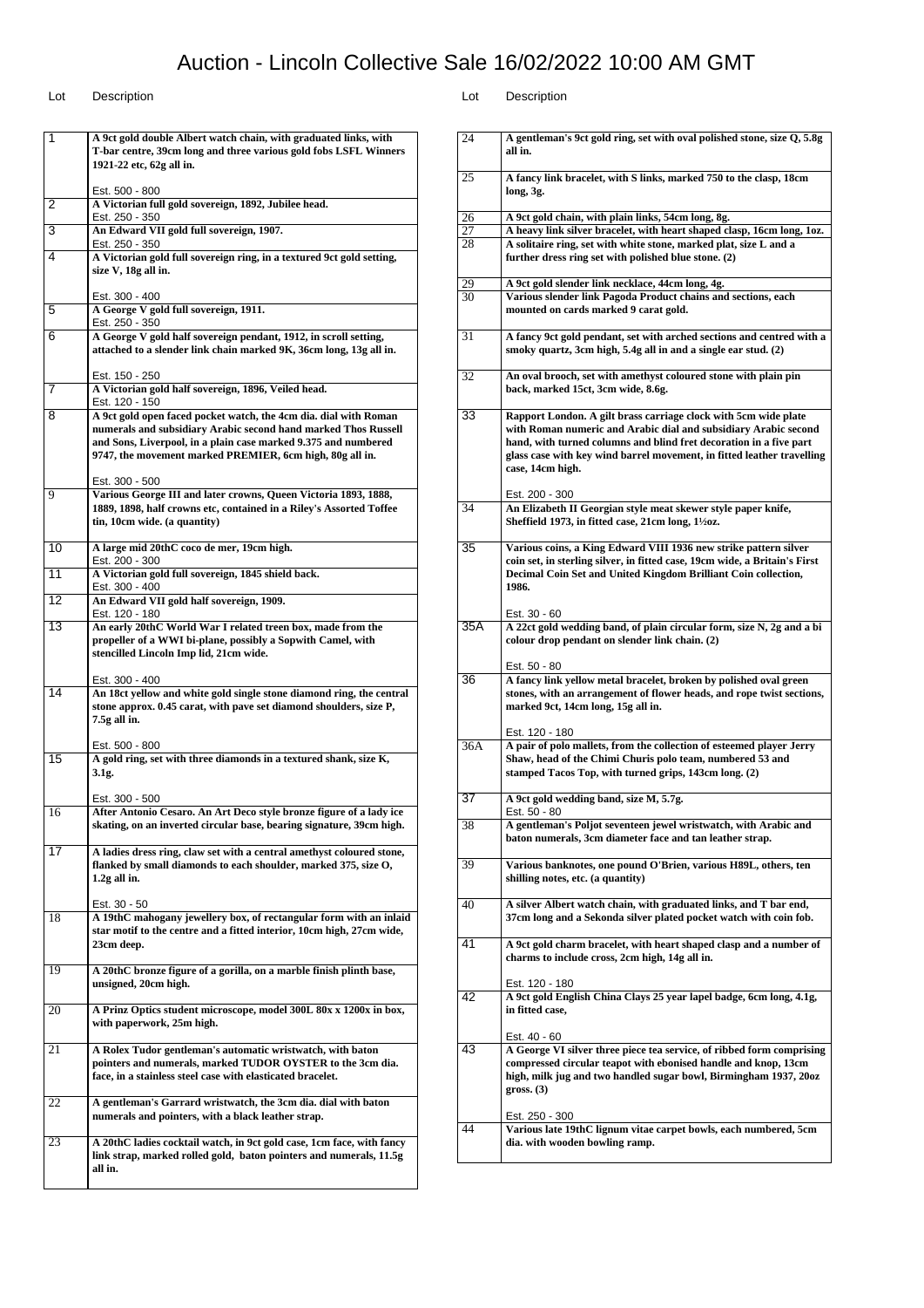# Auction - Lincoln Collective Sale 16/02/2022 10:00 AM GMT

| Lot | Description |
|---|---|
| 1 | **A 9ct gold double Albert watch chain, with graduated links, with T-bar centre, 39cm long and three various gold fobs LSFL Winners 1921-22 etc, 62g all in.** Est. 500 - 800 |
| 2 | **A Victorian full gold sovereign, 1892, Jubilee head.** Est. 250 - 350 |
| 3 | **An Edward VII gold full sovereign, 1907.** Est. 250 - 350 |
| 4 | **A Victorian gold full sovereign ring, in a textured 9ct gold setting, size V, 18g all in.** Est. 300 - 400 |
| 5 | **A George V gold full sovereign, 1911.** Est. 250 - 350 |
| 6 | **A George V gold half sovereign pendant, 1912, in scroll setting, attached to a slender link chain marked 9K, 36cm long, 13g all in.** Est. 150 - 250 |
| 7 | **A Victorian gold half sovereign, 1896, Veiled head.** Est. 120 - 150 |
| 8 | **A 9ct gold open faced pocket watch, the 4cm dia. dial with Roman numerals and subsidiary Arabic second hand marked Thos Russell and Sons, Liverpool, in a plain case marked 9.375 and numbered 9747, the movement marked PREMIER, 6cm high, 80g all in.** Est. 300 - 500 |
| 9 | **Various George III and later crowns, Queen Victoria 1893, 1888, 1889, 1898, half crowns etc, contained in a Riley's Assorted Toffee tin, 10cm wide. (a quantity)** |
| 10 | **A large mid 20thC coco de mer, 19cm high.** Est. 200 - 300 |
| 11 | **A Victorian gold full sovereign, 1845 shield back.** Est. 300 - 400 |
| 12 | **An Edward VII gold half sovereign, 1909.** Est. 120 - 180 |
| 13 | **An early 20thC World War I related treen box, made from the propeller of a WWI bi-plane, possibly a Sopwith Camel, with stencilled Lincoln Imp lid, 21cm wide.** Est. 300 - 400 |
| 14 | **An 18ct yellow and white gold single stone diamond ring, the central stone approx. 0.45 carat, with pave set diamond shoulders, size P, 7.5g all in.** Est. 500 - 800 |
| 15 | **A gold ring, set with three diamonds in a textured shank, size K, 3.1g.** Est. 300 - 500 |
| 16 | **After Antonio Cesaro. An Art Deco style bronze figure of a lady ice skating, on an inverted circular base, bearing signature, 39cm high.** |
| 17 | **A ladies dress ring, claw set with a central amethyst coloured stone, flanked by small diamonds to each shoulder, marked 375, size O, 1.2g all in.** Est. 30 - 50 |
| 18 | **A 19thC mahogany jewellery box, of rectangular form with an inlaid star motif to the centre and a fitted interior, 10cm high, 27cm wide, 23cm deep.** |
| 19 | **A 20thC bronze figure of a gorilla, on a marble finish plinth base, unsigned, 20cm high.** |
| 20 | **A Prinz Optics student microscope, model 300L 80x x 1200x in box, with paperwork, 25m high.** |
| 21 | **A Rolex Tudor gentleman's automatic wristwatch, with baton pointers and numerals, marked TUDOR OYSTER to the 3cm dia. face, in a stainless steel case with elasticated bracelet.** |
| 22 | **A gentleman's Garrard wristwatch, the 3cm dia. dial with baton numerals and pointers, with a black leather strap.** |
| 23 | **A 20thC ladies cocktail watch, in 9ct gold case, 1cm face, with fancy link strap, marked rolled gold, baton pointers and numerals, 11.5g all in.** |
| 24 | **A gentleman's 9ct gold ring, set with oval polished stone, size Q, 5.8g all in.** |
| 25 | **A fancy link bracelet, with S links, marked 750 to the clasp, 18cm long, 3g.** |
| 26 | **A 9ct gold chain, with plain links, 54cm long, 8g.** |
| 27 | **A heavy link silver bracelet, with heart shaped clasp, 16cm long, 1oz.** |
| 28 | **A solitaire ring, set with white stone, marked plat, size L and a further dress ring set with polished blue stone. (2)** |
| 29 | **A 9ct gold slender link necklace, 44cm long, 4g.** |
| 30 | **Various slender link Pagoda Product chains and sections, each mounted on cards marked 9 carat gold.** |
| 31 | **A fancy 9ct gold pendant, set with arched sections and centred with a smoky quartz, 3cm high, 5.4g all in and a single ear stud. (2)** |
| 32 | **An oval brooch, set with amethyst coloured stone with plain pin back, marked 15ct, 3cm wide, 8.6g.** |
| 33 | **Rapport London. A gilt brass carriage clock with 5cm wide plate with Roman numeric and Arabic dial and subsidiary Arabic second hand, with turned columns and blind fret decoration in a five part glass case with key wind barrel movement, in fitted leather travelling case, 14cm high.** Est. 200 - 300 |
| 34 | **An Elizabeth II Georgian style meat skewer style paper knife, Sheffield 1973, in fitted case, 21cm long, 1½oz.** |
| 35 | **Various coins, a King Edward VIII 1936 new strike pattern silver coin set, in sterling silver, in fitted case, 19cm wide, a Britain's First Decimal Coin Set and United Kingdom Brilliant Coin collection, 1986.** Est. 30 - 60 |
| 35A | **A 22ct gold wedding band, of plain circular form, size N, 2g and a bi colour drop pendant on slender link chain. (2)** Est. 50 - 80 |
| 36 | **A fancy link yellow metal bracelet, broken by polished oval green stones, with an arrangement of flower heads, and rope twist sections, marked 9ct, 14cm long, 15g all in.** Est. 120 - 180 |
| 36A | **A pair of polo mallets, from the collection of esteemed player Jerry Shaw, head of the Chimi Churis polo team, numbered 53 and stamped Tacos Top, with turned grips, 143cm long. (2)** |
| 37 | **A 9ct gold wedding band, size M, 5.7g.** Est. 50 - 80 |
| 38 | **A gentleman's Poljot seventeen jewel wristwatch, with Arabic and baton numerals, 3cm diameter face and tan leather strap.** |
| 39 | **Various banknotes, one pound O'Brien, various H89L, others, ten shilling notes, etc. (a quantity)** |
| 40 | **A silver Albert watch chain, with graduated links, and T bar end, 37cm long and a Sekonda silver plated pocket watch with coin fob.** |
| 41 | **A 9ct gold charm bracelet, with heart shaped clasp and a number of charms to include cross, 2cm high, 14g all in.** Est. 120 - 180 |
| 42 | **A 9ct gold English China Clays 25 year lapel badge, 6cm long, 4.1g, in fitted case,** Est. 40 - 60 |
| 43 | **A George VI silver three piece tea service, of ribbed form comprising compressed circular teapot with ebonised handle and knop, 13cm high, milk jug and two handled sugar bowl, Birmingham 1937, 20oz gross. (3)** Est. 250 - 300 |
| 44 | **Various late 19thC lignum vitae carpet bowls, each numbered, 5cm dia. with wooden bowling ramp.** |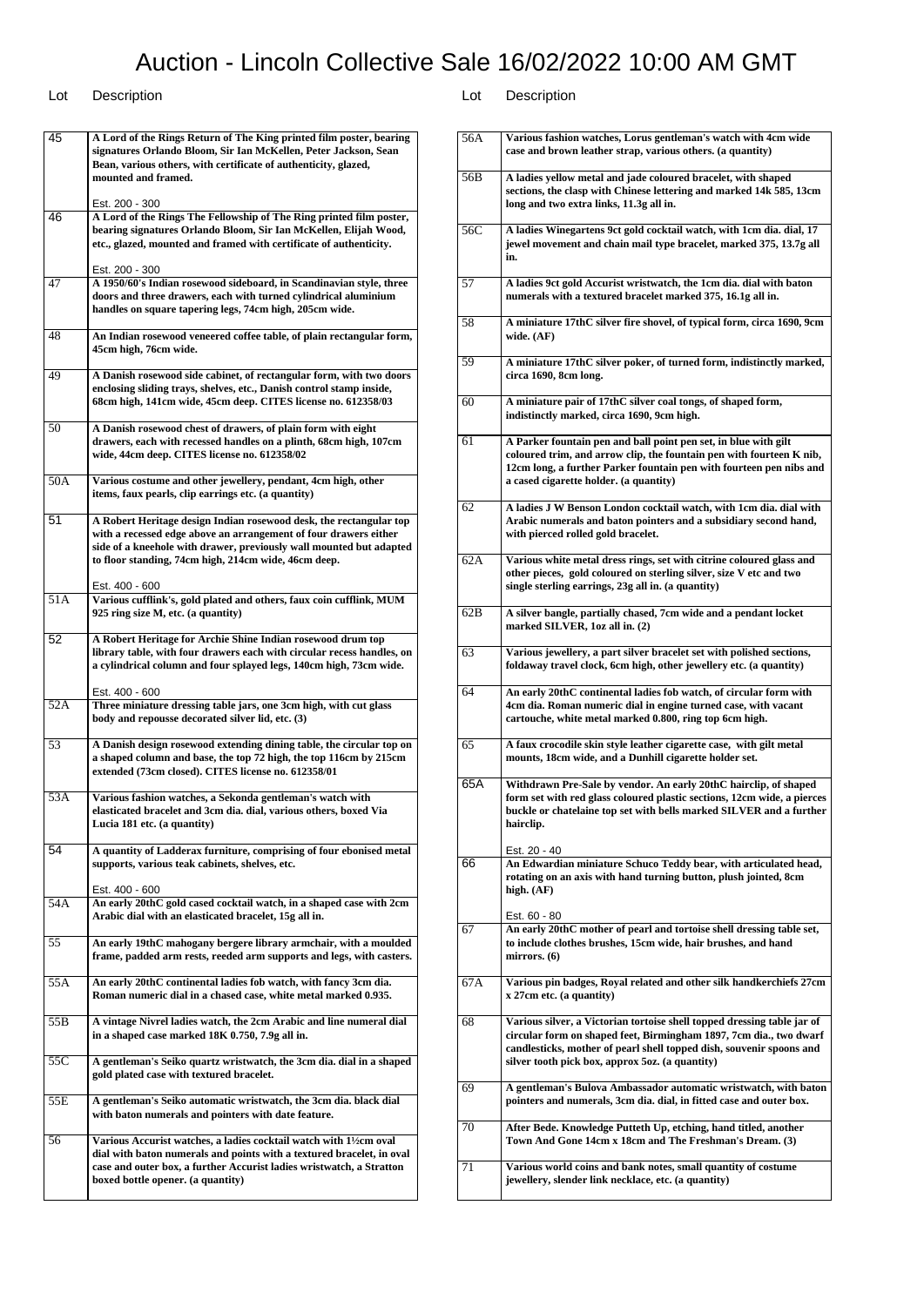# Auction - Lincoln Collective Sale 16/02/2022 10:00 AM GMT

| Lot | Description |
|---|---|
| 45 | **A Lord of the Rings Return of The King printed film poster, bearing signatures Orlando Bloom, Sir Ian McKellen, Peter Jackson, Sean Bean, various others, with certificate of authenticity, glazed, mounted and framed.**<br><br>Est. 200 - 300 |
| 46 | **A Lord of the Rings The Fellowship of The Ring printed film poster, bearing signatures Orlando Bloom, Sir Ian McKellen, Elijah Wood, etc., glazed, mounted and framed with certificate of authenticity.**<br><br>Est. 200 - 300 |
| 47 | **A 1950/60's Indian rosewood sideboard, in Scandinavian style, three doors and three drawers, each with turned cylindrical aluminium handles on square tapering legs, 74cm high, 205cm wide.** |
| 48 | **An Indian rosewood veneered coffee table, of plain rectangular form, 45cm high, 76cm wide.** |
| 49 | **A Danish rosewood side cabinet, of rectangular form, with two doors enclosing sliding trays, shelves, etc., Danish control stamp inside, 68cm high, 141cm wide, 45cm deep. CITES license no. 612358/03** |
| 50 | **A Danish rosewood chest of drawers, of plain form with eight drawers, each with recessed handles on a plinth, 68cm high, 107cm wide, 44cm deep. CITES license no. 612358/02** |
| 50A | **Various costume and other jewellery, pendant, 4cm high, other items, faux pearls, clip earrings etc. (a quantity)** |
| 51 | **A Robert Heritage design Indian rosewood desk, the rectangular top with a recessed edge above an arrangement of four drawers either side of a kneehole with drawer, previously wall mounted but adapted to floor standing, 74cm high, 214cm wide, 46cm deep.**<br><br>Est. 400 - 600 |
| 51A | **Various cufflink's, gold plated and others, faux coin cufflink, MUM 925 ring size M, etc. (a quantity)** |
| 52 | **A Robert Heritage for Archie Shine Indian rosewood drum top library table, with four drawers each with circular recess handles, on a cylindrical column and four splayed legs, 140cm high, 73cm wide.**<br><br>Est. 400 - 600 |
| 52A | **Three miniature dressing table jars, one 3cm high, with cut glass body and repousse decorated silver lid, etc. (3)** |
| 53 | **A Danish design rosewood extending dining table, the circular top on a shaped column and base, the top 72 high, the top 116cm by 215cm extended (73cm closed). CITES license no. 612358/01** |
| 53A | **Various fashion watches, a Sekonda gentleman's watch with elasticated bracelet and 3cm dia. dial, various others, boxed Via Lucia 181 etc. (a quantity)** |
| 54 | **A quantity of Ladderax furniture, comprising of four ebonised metal supports, various teak cabinets, shelves, etc.**<br><br>Est. 400 - 600 |
| 54A | **An early 20thC gold cased cocktail watch, in a shaped case with 2cm Arabic dial with an elasticated bracelet, 15g all in.** |
| 55 | **An early 19thC mahogany bergere library armchair, with a moulded frame, padded arm rests, reeded arm supports and legs, with casters.** |
| 55A | **An early 20thC continental ladies fob watch, with fancy 3cm dia. Roman numeric dial in a chased case, white metal marked 0.935.** |
| 55B | **A vintage Nivrel ladies watch, the 2cm Arabic and line numeral dial in a shaped case marked 18K 0.750, 7.9g all in.** |
| 55C | **A gentleman's Seiko quartz wristwatch, the 3cm dia. dial in a shaped gold plated case with textured bracelet.** |
| 55E | **A gentleman's Seiko automatic wristwatch, the 3cm dia. black dial with baton numerals and pointers with date feature.** |
| 56 | **Various Accurist watches, a ladies cocktail watch with 1½cm oval dial with baton numerals and points with a textured bracelet, in oval case and outer box, a further Accurist ladies wristwatch, a Stratton boxed bottle opener. (a quantity)** |
| 56A | **Various fashion watches, Lorus gentleman's watch with 4cm wide case and brown leather strap, various others. (a quantity)** |
| 56B | **A ladies yellow metal and jade coloured bracelet, with shaped sections, the clasp with Chinese lettering and marked 14k 585, 13cm long and two extra links, 11.3g all in.** |
| 56C | **A ladies Winegartens 9ct gold cocktail watch, with 1cm dia. dial, 17 jewel movement and chain mail type bracelet, marked 375, 13.7g all in.** |
| 57 | **A ladies 9ct gold Accurist wristwatch, the 1cm dia. dial with baton numerals with a textured bracelet marked 375, 16.1g all in.** |
| 58 | **A miniature 17thC silver fire shovel, of typical form, circa 1690, 9cm wide. (AF)** |
| 59 | **A miniature 17thC silver poker, of turned form, indistinctly marked, circa 1690, 8cm long.** |
| 60 | **A miniature pair of 17thC silver coal tongs, of shaped form, indistinctly marked, circa 1690, 9cm high.** |
| 61 | **A Parker fountain pen and ball point pen set, in blue with gilt coloured trim, and arrow clip, the fountain pen with fourteen K nib, 12cm long, a further Parker fountain pen with fourteen pen nibs and a cased cigarette holder. (a quantity)** |
| 62 | **A ladies J W Benson London cocktail watch, with 1cm dia. dial with Arabic numerals and baton pointers and a subsidiary second hand, with pierced rolled gold bracelet.** |
| 62A | **Various white metal dress rings, set with citrine coloured glass and other pieces, gold coloured on sterling silver, size V etc and two single sterling earrings, 23g all in. (a quantity)** |
| 62B | **A silver bangle, partially chased, 7cm wide and a pendant locket marked SILVER, 1oz all in. (2)** |
| 63 | **Various jewellery, a part silver bracelet set with polished sections, foldaway travel clock, 6cm high, other jewellery etc. (a quantity)** |
| 64 | **An early 20thC continental ladies fob watch, of circular form with 4cm dia. Roman numeric dial in engine turned case, with vacant cartouche, white metal marked 0.800, ring top 6cm high.** |
| 65 | **A faux crocodile skin style leather cigarette case, with gilt metal mounts, 18cm wide, and a Dunhill cigarette holder set.** |
| 65A | **Withdrawn Pre-Sale by vendor. An early 20thC hairclip, of shaped form set with red glass coloured plastic sections, 12cm wide, a pierces buckle or chatelaine top set with bells marked SILVER and a further hairclip.**<br><br>Est. 20 - 40 |
| 66 | **An Edwardian miniature Schuco Teddy bear, with articulated head, rotating on an axis with hand turning button, plush jointed, 8cm high. (AF)**<br><br>Est. 60 - 80 |
| 67 | **An early 20thC mother of pearl and tortoise shell dressing table set, to include clothes brushes, 15cm wide, hair brushes, and hand mirrors. (6)** |
| 67A | **Various pin badges, Royal related and other silk handkerchiefs 27cm x 27cm etc. (a quantity)** |
| 68 | **Various silver, a Victorian tortoise shell topped dressing table jar of circular form on shaped feet, Birmingham 1897, 7cm dia., two dwarf candlesticks, mother of pearl shell topped dish, souvenir spoons and silver tooth pick box, approx 5oz. (a quantity)** |
| 69 | **A gentleman's Bulova Ambassador automatic wristwatch, with baton pointers and numerals, 3cm dia. dial, in fitted case and outer box.** |
| 70 | **After Bede. Knowledge Putteth Up, etching, hand titled, another Town And Gone 14cm x 18cm and The Freshman's Dream. (3)** |
| 71 | **Various world coins and bank notes, small quantity of costume jewellery, slender link necklace, etc. (a quantity)** |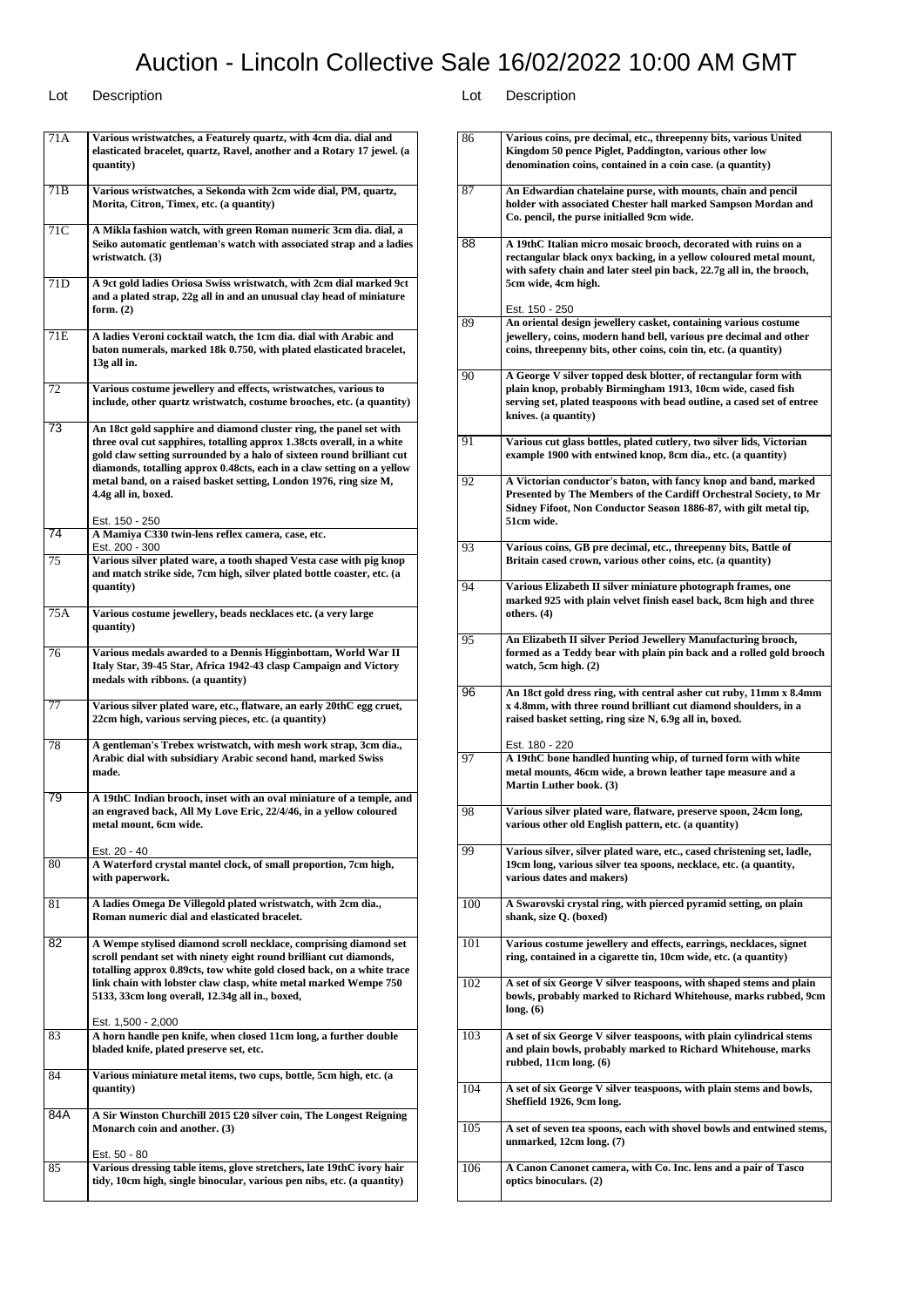# Auction - Lincoln Collective Sale 16/02/2022 10:00 AM GMT

| Lot | Description |
|---|---|
| 71A | **Various wristwatches, a Featurely quartz, with 4cm dia. dial and elasticated bracelet, quartz, Ravel, another and a Rotary 17 jewel. (a quantity)** |
| 71B | **Various wristwatches, a Sekonda with 2cm wide dial, PM, quartz, Morita, Citron, Timex, etc. (a quantity)** |
| 71C | **A Mikla fashion watch, with green Roman numeric 3cm dia. dial, a Seiko automatic gentleman's watch with associated strap and a ladies wristwatch. (3)** |
| 71D | **A 9ct gold ladies Oriosa Swiss wristwatch, with 2cm dial marked 9ct and a plated strap, 22g all in and an unusual clay head of miniature form. (2)** |
| 71E | **A ladies Veroni cocktail watch, the 1cm dia. dial with Arabic and baton numerals, marked 18k 0.750, with plated elasticated bracelet, 13g all in.** |
| 72 | **Various costume jewellery and effects, wristwatches, various to include, other quartz wristwatch, costume brooches, etc. (a quantity)** |
| 73 | **An 18ct gold sapphire and diamond cluster ring, the panel set with three oval cut sapphires, totalling approx 1.38cts overall, in a white gold claw setting surrounded by a halo of sixteen round brilliant cut diamonds, totalling approx 0.48cts, each in a claw setting on a yellow metal band, on a raised basket setting, London 1976, ring size M, 4.4g all in, boxed.**<br><br>Est. 150 - 250 |
| 74 | **A Mamiya C330 twin-lens reflex camera, case, etc.**<br>Est. 200 - 300 |
| 75 | **Various silver plated ware, a tooth shaped Vesta case with pig knop and match strike side, 7cm high, silver plated bottle coaster, etc. (a quantity)** |
| 75A | **Various costume jewellery, beads necklaces etc. (a very large quantity)** |
| 76 | **Various medals awarded to a Dennis Higginbottam, World War II Italy Star, 39-45 Star, Africa 1942-43 clasp Campaign and Victory medals with ribbons. (a quantity)** |
| 77 | **Various silver plated ware, etc., flatware, an early 20thC egg cruet, 22cm high, various serving pieces, etc. (a quantity)** |
| 78 | **A gentleman's Trebex wristwatch, with mesh work strap, 3cm dia., Arabic dial with subsidiary Arabic second hand, marked Swiss made.** |
| 79 | **A 19thC Indian brooch, inset with an oval miniature of a temple, and an engraved back, All My Love Eric, 22/4/46, in a yellow coloured metal mount, 6cm wide.**<br><br>Est. 20 - 40 |
| 80 | **A Waterford crystal mantel clock, of small proportion, 7cm high, with paperwork.** |
| 81 | **A ladies Omega De Villegold plated wristwatch, with 2cm dia., Roman numeric dial and elasticated bracelet.** |
| 82 | **A Wempe stylised diamond scroll necklace, comprising diamond set scroll pendant set with ninety eight round brilliant cut diamonds, totalling approx 0.89cts, tow white gold closed back, on a white trace link chain with lobster claw clasp, white metal marked Wempe 750 5133, 33cm long overall, 12.34g all in., boxed,**<br><br>Est. 1,500 - 2,000 |
| 83 | **A horn handle pen knife, when closed 11cm long, a further double bladed knife, plated preserve set, etc.** |
| 84 | **Various miniature metal items, two cups, bottle, 5cm high, etc. (a quantity)** |
| 84A | **A Sir Winston Churchill 2015 £20 silver coin, The Longest Reigning Monarch coin and another. (3)**<br><br>Est. 50 - 80 |
| 85 | **Various dressing table items, glove stretchers, late 19thC ivory hair tidy, 10cm high, single binocular, various pen nibs, etc. (a quantity)** |
| 86 | **Various coins, pre decimal, etc., threepenny bits, various United Kingdom 50 pence Piglet, Paddington, various other low denomination coins, contained in a coin case. (a quantity)** |
| 87 | **An Edwardian chatelaine purse, with mounts, chain and pencil holder with associated Chester hall marked Sampson Mordan and Co. pencil, the purse initialled 9cm wide.** |
| 88 | **A 19thC Italian micro mosaic brooch, decorated with ruins on a rectangular black onyx backing, in a yellow coloured metal mount, with safety chain and later steel pin back, 22.7g all in, the brooch, 5cm wide, 4cm high.**<br><br>Est. 150 - 250 |
| 89 | **An oriental design jewellery casket, containing various costume jewellery, coins, modern hand bell, various pre decimal and other coins, threepenny bits, other coins, coin tin, etc. (a quantity)** |
| 90 | **A George V silver topped desk blotter, of rectangular form with plain knop, probably Birmingham 1913, 10cm wide, cased fish serving set, plated teaspoons with bead outline, a cased set of entree knives. (a quantity)** |
| 91 | **Various cut glass bottles, plated cutlery, two silver lids, Victorian example 1900 with entwined knop, 8cm dia., etc. (a quantity)** |
| 92 | **A Victorian conductor's baton, with fancy knop and band, marked Presented by The Members of the Cardiff Orchestral Society, to Mr Sidney Fifoot, Non Conductor Season 1886-87, with gilt metal tip, 51cm wide.** |
| 93 | **Various coins, GB pre decimal, etc., threepenny bits, Battle of Britain cased crown, various other coins, etc. (a quantity)** |
| 94 | **Various Elizabeth II silver miniature photograph frames, one marked 925 with plain velvet finish easel back, 8cm high and three others. (4)** |
| 95 | **An Elizabeth II silver Period Jewellery Manufacturing brooch, formed as a Teddy bear with plain pin back and a rolled gold brooch watch, 5cm high. (2)** |
| 96 | **An 18ct gold dress ring, with central asher cut ruby, 11mm x 8.4mm x 4.8mm, with three round brilliant cut diamond shoulders, in a raised basket setting, ring size N, 6.9g all in, boxed.**<br><br>Est. 180 - 220 |
| 97 | **A 19thC bone handled hunting whip, of turned form with white metal mounts, 46cm wide, a brown leather tape measure and a Martin Luther book. (3)** |
| 98 | **Various silver plated ware, flatware, preserve spoon, 24cm long, various other old English pattern, etc. (a quantity)** |
| 99 | **Various silver, silver plated ware, etc., cased christening set, ladle, 19cm long, various silver tea spoons, necklace, etc. (a quantity, various dates and makers)** |
| 100 | **A Swarovski crystal ring, with pierced pyramid setting, on plain shank, size Q. (boxed)** |
| 101 | **Various costume jewellery and effects, earrings, necklaces, signet ring, contained in a cigarette tin, 10cm wide, etc. (a quantity)** |
| 102 | **A set of six George V silver teaspoons, with shaped stems and plain bowls, probably marked to Richard Whitehouse, marks rubbed, 9cm long. (6)** |
| 103 | **A set of six George V silver teaspoons, with plain cylindrical stems and plain bowls, probably marked to Richard Whitehouse, marks rubbed, 11cm long. (6)** |
| 104 | **A set of six George V silver teaspoons, with plain stems and bowls, Sheffield 1926, 9cm long.** |
| 105 | **A set of seven tea spoons, each with shovel bowls and entwined stems, unmarked, 12cm long. (7)** |
| 106 | **A Canon Canonet camera, with Co. Inc. lens and a pair of Tasco optics binoculars. (2)** |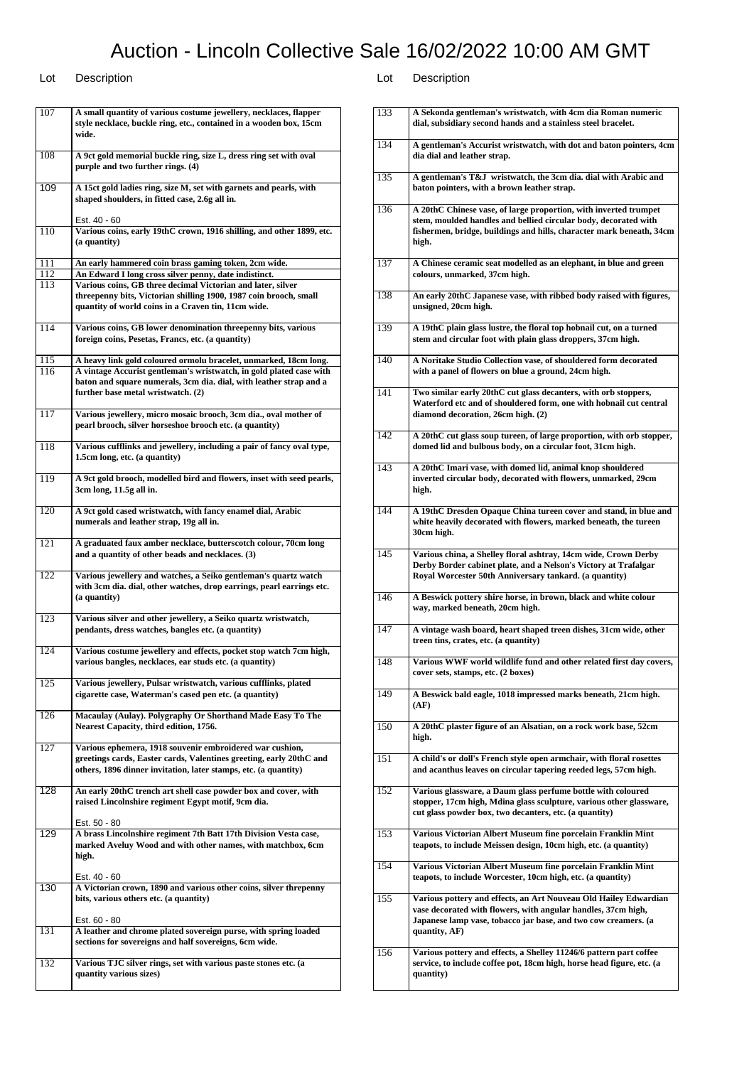# Auction - Lincoln Collective Sale 16/02/2022 10:00 AM GMT

| Lot | Description |
|---|---|
| 107 | **A small quantity of various costume jewellery, necklaces, flapper style necklace, buckle ring, etc., contained in a wooden box, 15cm wide.** |
| 108 | **A 9ct gold memorial buckle ring, size L, dress ring set with oval purple and two further rings. (4)** |
| 109 | **A 15ct gold ladies ring, size M, set with garnets and pearls, with shaped shoulders, in fitted case, 2.6g all in.**<br><br>Est. 40 - 60 |
| 110 | **Various coins, early 19thC crown, 1916 shilling, and other 1899, etc. (a quantity)** |
| 111 | **An early hammered coin brass gaming token, 2cm wide.** |
| 112 | **An Edward I long cross silver penny, date indistinct.** |
| 113 | **Various coins, GB three decimal Victorian and later, silver threepenny bits, Victorian shilling 1900, 1987 coin brooch, small quantity of world coins in a Craven tin, 11cm wide.** |
| 114 | **Various coins, GB lower denomination threepenny bits, various foreign coins, Pesetas, Francs, etc. (a quantity)** |
| 115 | **A heavy link gold coloured ormolu bracelet, unmarked, 18cm long.** |
| 116 | **A vintage Accurist gentleman's wristwatch, in gold plated case with baton and square numerals, 3cm dia. dial, with leather strap and a further base metal wristwatch. (2)** |
| 117 | **Various jewellery, micro mosaic brooch, 3cm dia., oval mother of pearl brooch, silver horseshoe brooch etc. (a quantity)** |
| 118 | **Various cufflinks and jewellery, including a pair of fancy oval type, 1.5cm long, etc. (a quantity)** |
| 119 | **A 9ct gold brooch, modelled bird and flowers, inset with seed pearls, 3cm long, 11.5g all in.** |
| 120 | **A 9ct gold cased wristwatch, with fancy enamel dial, Arabic numerals and leather strap, 19g all in.** |
| 121 | **A graduated faux amber necklace, butterscotch colour, 70cm long and a quantity of other beads and necklaces. (3)** |
| 122 | **Various jewellery and watches, a Seiko gentleman's quartz watch with 3cm dia. dial, other watches, drop earrings, pearl earrings etc. (a quantity)** |
| 123 | **Various silver and other jewellery, a Seiko quartz wristwatch, pendants, dress watches, bangles etc. (a quantity)** |
| 124 | **Various costume jewellery and effects, pocket stop watch 7cm high, various bangles, necklaces, ear studs etc. (a quantity)** |
| 125 | **Various jewellery, Pulsar wristwatch, various cufflinks, plated cigarette case, Waterman's cased pen etc. (a quantity)** |
| 126 | **Macaulay (Aulay). Polygraphy Or Shorthand Made Easy To The Nearest Capacity, third edition, 1756.** |
| 127 | **Various ephemera, 1918 souvenir embroidered war cushion, greetings cards, Easter cards, Valentines greeting, early 20thC and others, 1896 dinner invitation, later stamps, etc. (a quantity)** |
| 128 | **An early 20thC trench art shell case powder box and cover, with raised Lincolnshire regiment Egypt motif, 9cm dia.**<br><br>Est. 50 - 80 |
| 129 | **A brass Lincolnshire regiment 7th Batt 17th Division Vesta case, marked Aveluy Wood and with other names, with matchbox, 6cm high.**<br><br>Est. 40 - 60 |
| 130 | **A Victorian crown, 1890 and various other coins, silver threpenny bits, various others etc. (a quantity)**<br><br>Est. 60 - 80 |
| 131 | **A leather and chrome plated sovereign purse, with spring loaded sections for sovereigns and half sovereigns, 6cm wide.** |
| 132 | **Various TJC silver rings, set with various paste stones etc. (a quantity various sizes)** |
| 133 | **A Sekonda gentleman's wristwatch, with 4cm dia Roman numeric dial, subsidiary second hands and a stainless steel bracelet.** |
| 134 | **A gentleman's Accurist wristwatch, with dot and baton pointers, 4cm dia dial and leather strap.** |
| 135 | **A gentleman's T&J wristwatch, the 3cm dia. dial with Arabic and baton pointers, with a brown leather strap.** |
| 136 | **A 20thC Chinese vase, of large proportion, with inverted trumpet stem, moulded handles and bellied circular body, decorated with fishermen, bridge, buildings and hills, character mark beneath, 34cm high.** |
| 137 | **A Chinese ceramic seat modelled as an elephant, in blue and green colours, unmarked, 37cm high.** |
| 138 | **An early 20thC Japanese vase, with ribbed body raised with figures, unsigned, 20cm high.** |
| 139 | **A 19thC plain glass lustre, the floral top hobnail cut, on a turned stem and circular foot with plain glass droppers, 37cm high.** |
| 140 | **A Noritake Studio Collection vase, of shouldered form decorated with a panel of flowers on blue a ground, 24cm high.** |
| 141 | **Two similar early 20thC cut glass decanters, with orb stoppers, Waterford etc and of shouldered form, one with hobnail cut central diamond decoration, 26cm high. (2)** |
| 142 | **A 20thC cut glass soup tureen, of large proportion, with orb stopper, domed lid and bulbous body, on a circular foot, 31cm high.** |
| 143 | **A 20thC Imari vase, with domed lid, animal knop shouldered inverted circular body, decorated with flowers, unmarked, 29cm high.** |
| 144 | **A 19thC Dresden Opaque China tureen cover and stand, in blue and white heavily decorated with flowers, marked beneath, the tureen 30cm high.** |
| 145 | **Various china, a Shelley floral ashtray, 14cm wide, Crown Derby Derby Border cabinet plate, and a Nelson's Victory at Trafalgar Royal Worcester 50th Anniversary tankard. (a quantity)** |
| 146 | **A Beswick pottery shire horse, in brown, black and white colour way, marked beneath, 20cm high.** |
| 147 | **A vintage wash board, heart shaped treen dishes, 31cm wide, other treen tins, crates, etc. (a quantity)** |
| 148 | **Various WWF world wildlife fund and other related first day covers, cover sets, stamps, etc. (2 boxes)** |
| 149 | **A Beswick bald eagle, 1018 impressed marks beneath, 21cm high. (AF)** |
| 150 | **A 20thC plaster figure of an Alsatian, on a rock work base, 52cm high.** |
| 151 | **A child's or doll's French style open armchair, with floral rosettes and acanthus leaves on circular tapering reeded legs, 57cm high.** |
| 152 | **Various glassware, a Daum glass perfume bottle with coloured stopper, 17cm high, Mdina glass sculpture, various other glassware, cut glass powder box, two decanters, etc. (a quantity)** |
| 153 | **Various Victorian Albert Museum fine porcelain Franklin Mint teapots, to include Meissen design, 10cm high, etc. (a quantity)** |
| 154 | **Various Victorian Albert Museum fine porcelain Franklin Mint teapots, to include Worcester, 10cm high, etc. (a quantity)** |
| 155 | **Various pottery and effects, an Art Nouveau Old Hailey Edwardian vase decorated with flowers, with angular handles, 37cm high, Japanese lamp vase, tobacco jar base, and two cow creamers. (a quantity, AF)** |
| 156 | **Various pottery and effects, a Shelley 11246/6 pattern part coffee service, to include coffee pot, 18cm high, horse head figure, etc. (a quantity)** |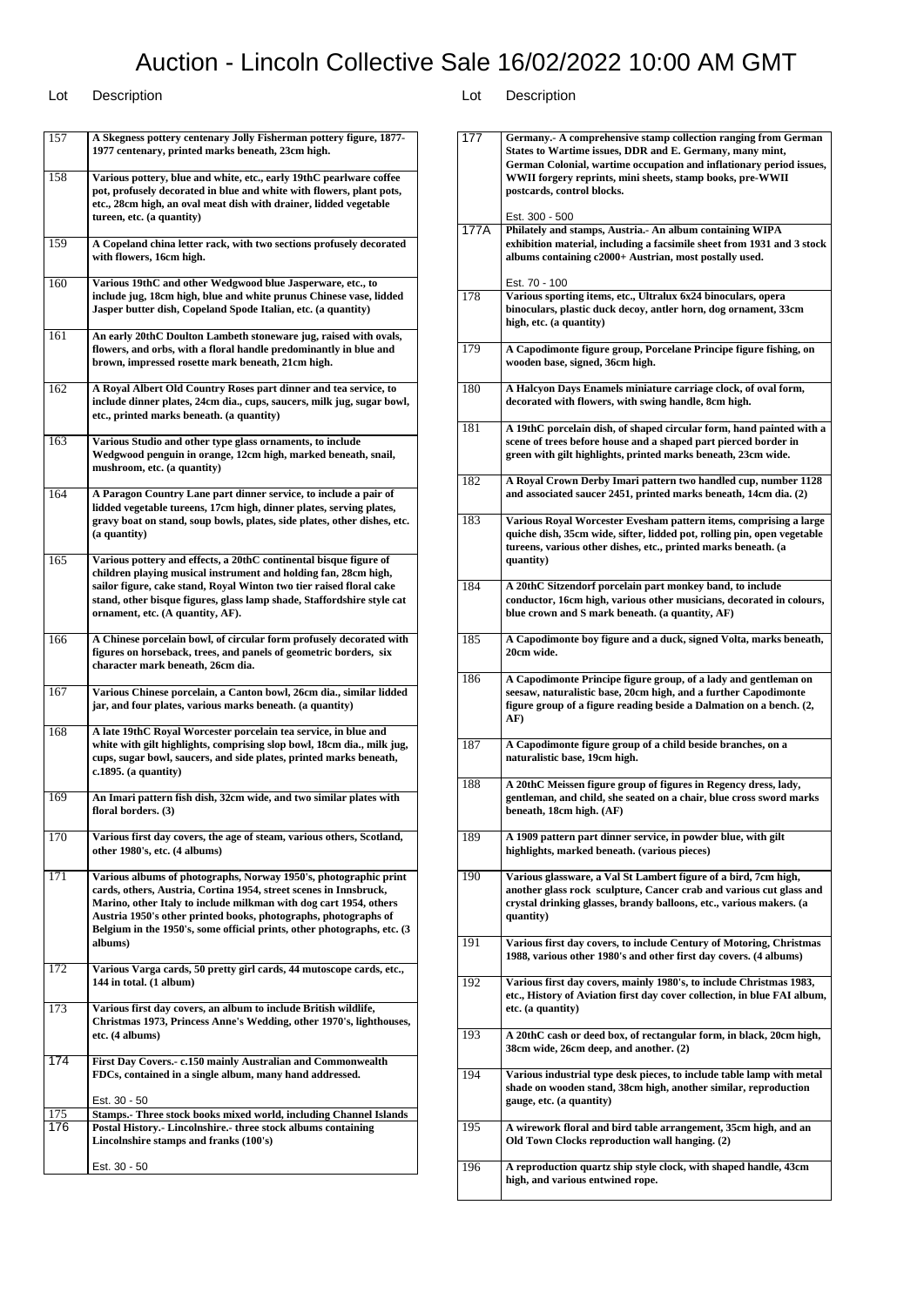# Auction - Lincoln Collective Sale 16/02/2022 10:00 AM GMT

| Lot | Description |
|---|---|
| 157 | **A Skegness pottery centenary Jolly Fisherman pottery figure, 1877-1977 centenary, printed marks beneath, 23cm high.** |
| 158 | **Various pottery, blue and white, etc., early 19thC pearlware coffee pot, profusely decorated in blue and white with flowers, plant pots, etc., 28cm high, an oval meat dish with drainer, lidded vegetable tureen, etc. (a quantity)** |
| 159 | **A Copeland china letter rack, with two sections profusely decorated with flowers, 16cm high.** |
| 160 | **Various 19thC and other Wedgwood blue Jasperware, etc., to include jug, 18cm high, blue and white prunus Chinese vase, lidded Jasper butter dish, Copeland Spode Italian, etc. (a quantity)** |
| 161 | **An early 20thC Doulton Lambeth stoneware jug, raised with ovals, flowers, and orbs, with a floral handle predominantly in blue and brown, impressed rosette mark beneath, 21cm high.** |
| 162 | **A Royal Albert Old Country Roses part dinner and tea service, to include dinner plates, 24cm dia., cups, saucers, milk jug, sugar bowl, etc., printed marks beneath. (a quantity)** |
| 163 | **Various Studio and other type glass ornaments, to include Wedgwood penguin in orange, 12cm high, marked beneath, snail, mushroom, etc. (a quantity)** |
| 164 | **A Paragon Country Lane part dinner service, to include a pair of lidded vegetable tureens, 17cm high, dinner plates, serving plates, gravy boat on stand, soup bowls, plates, side plates, other dishes, etc. (a quantity)** |
| 165 | **Various pottery and effects, a 20thC continental bisque figure of children playing musical instrument and holding fan, 28cm high, sailor figure, cake stand, Royal Winton two tier raised floral cake stand, other bisque figures, glass lamp shade, Staffordshire style cat ornament, etc. (A quantity, AF).** |
| 166 | **A Chinese porcelain bowl, of circular form profusely decorated with figures on horseback, trees, and panels of geometric borders, six character mark beneath, 26cm dia.** |
| 167 | **Various Chinese porcelain, a Canton bowl, 26cm dia., similar lidded jar, and four plates, various marks beneath. (a quantity)** |
| 168 | **A late 19thC Royal Worcester porcelain tea service, in blue and white with gilt highlights, comprising slop bowl, 18cm dia., milk jug, cups, sugar bowl, saucers, and side plates, printed marks beneath, c.1895. (a quantity)** |
| 169 | **An Imari pattern fish dish, 32cm wide, and two similar plates with floral borders. (3)** |
| 170 | **Various first day covers, the age of steam, various others, Scotland, other 1980's, etc. (4 albums)** |
| 171 | **Various albums of photographs, Norway 1950's, photographic print cards, others, Austria, Cortina 1954, street scenes in Innsbruck, Marino, other Italy to include milkman with dog cart 1954, others Austria 1950's other printed books, photographs, photographs of Belgium in the 1950's, some official prints, other photographs, etc. (3 albums)** |
| 172 | **Various Varga cards, 50 pretty girl cards, 44 mutoscope cards, etc., 144 in total. (1 album)** |
| 173 | **Various first day covers, an album to include British wildlife, Christmas 1973, Princess Anne's Wedding, other 1970's, lighthouses, etc. (4 albums)** |
| 174 | **First Day Covers.- c.150 mainly Australian and Commonwealth FDCs, contained in a single album, many hand addressed.**<br><br>Est. 30 - 50 |
| 175 | **Stamps.- Three stock books mixed world, including Channel Islands** |
| 176 | **Postal History.- Lincolnshire.- three stock albums containing Lincolnshire stamps and franks (100's)**<br><br>Est. 30 - 50 |
| 177 | **Germany.- A comprehensive stamp collection ranging from German States to Wartime issues, DDR and E. Germany, many mint, German Colonial, wartime occupation and inflationary period issues, WWII forgery reprints, mini sheets, stamp books, pre-WWII postcards, control blocks.**<br><br>Est. 300 - 500 |
| 177A | **Philately and stamps, Austria.- An album containing WIPA exhibition material, including a facsimile sheet from 1931 and 3 stock albums containing c2000+ Austrian, most postally used.**<br><br>Est. 70 - 100 |
| 178 | **Various sporting items, etc., Ultralux 6x24 binoculars, opera binoculars, plastic duck decoy, antler horn, dog ornament, 33cm high, etc. (a quantity)** |
| 179 | **A Capodimonte figure group, Porcelane Principe figure fishing, on wooden base, signed, 36cm high.** |
| 180 | **A Halcyon Days Enamels miniature carriage clock, of oval form, decorated with flowers, with swing handle, 8cm high.** |
| 181 | **A 19thC porcelain dish, of shaped circular form, hand painted with a scene of trees before house and a shaped part pierced border in green with gilt highlights, printed marks beneath, 23cm wide.** |
| 182 | **A Royal Crown Derby Imari pattern two handled cup, number 1128 and associated saucer 2451, printed marks beneath, 14cm dia. (2)** |
| 183 | **Various Royal Worcester Evesham pattern items, comprising a large quiche dish, 35cm wide, sifter, lidded pot, rolling pin, open vegetable tureens, various other dishes, etc., printed marks beneath. (a quantity)** |
| 184 | **A 20thC Sitzendorf porcelain part monkey band, to include conductor, 16cm high, various other musicians, decorated in colours, blue crown and S mark beneath. (a quantity, AF)** |
| 185 | **A Capodimonte boy figure and a duck, signed Volta, marks beneath, 20cm wide.** |
| 186 | **A Capodimonte Principe figure group, of a lady and gentleman on seesaw, naturalistic base, 20cm high, and a further Capodimonte figure group of a figure reading beside a Dalmation on a bench. (2, AF)** |
| 187 | **A Capodimonte figure group of a child beside branches, on a naturalistic base, 19cm high.** |
| 188 | **A 20thC Meissen figure group of figures in Regency dress, lady, gentleman, and child, she seated on a chair, blue cross sword marks beneath, 18cm high. (AF)** |
| 189 | **A 1909 pattern part dinner service, in powder blue, with gilt highlights, marked beneath. (various pieces)** |
| 190 | **Various glassware, a Val St Lambert figure of a bird, 7cm high, another glass rock sculpture, Cancer crab and various cut glass and crystal drinking glasses, brandy balloons, etc., various makers. (a quantity)** |
| 191 | **Various first day covers, to include Century of Motoring, Christmas 1988, various other 1980's and other first day covers. (4 albums)** |
| 192 | **Various first day covers, mainly 1980's, to include Christmas 1983, etc., History of Aviation first day cover collection, in blue FAI album, etc. (a quantity)** |
| 193 | **A 20thC cash or deed box, of rectangular form, in black, 20cm high, 38cm wide, 26cm deep, and another. (2)** |
| 194 | **Various industrial type desk pieces, to include table lamp with metal shade on wooden stand, 38cm high, another similar, reproduction gauge, etc. (a quantity)** |
| 195 | **A wirework floral and bird table arrangement, 35cm high, and an Old Town Clocks reproduction wall hanging. (2)** |
| 196 | **A reproduction quartz ship style clock, with shaped handle, 43cm high, and various entwined rope.** |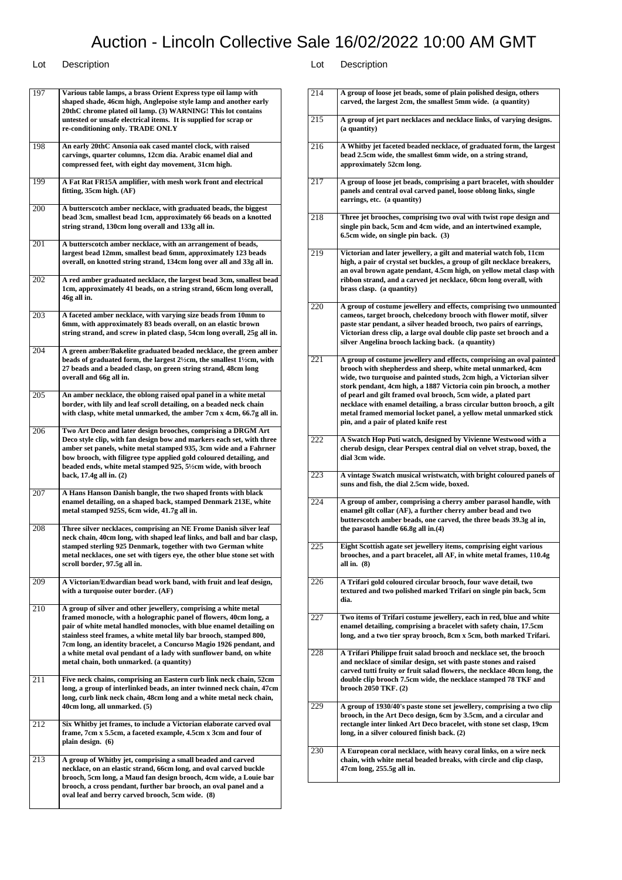# Auction - Lincoln Collective Sale 16/02/2022 10:00 AM GMT

| Lot | Description |
|---|---|
| 197 | Various table lamps, a brass Orient Express type oil lamp with shaped shade, 46cm high, Anglepoise style lamp and another early 20thC chrome plated oil lamp. (3) WARNING! This lot contains untested or unsafe electrical items. It is supplied for scrap or re-conditioning only. TRADE ONLY |
| 198 | An early 20thC Ansonia oak cased mantel clock, with raised carvings, quarter columns, 12cm dia. Arabic enamel dial and compressed feet, with eight day movement, 31cm high. |
| 199 | A Fat Rat FR15A amplifier, with mesh work front and electrical fitting, 35cm high. (AF) |
| 200 | A butterscotch amber necklace, with graduated beads, the biggest bead 3cm, smallest bead 1cm, approximately 66 beads on a knotted string strand, 130cm long overall and 133g all in. |
| 201 | A butterscotch amber necklace, with an arrangement of beads, largest bead 12mm, smallest bead 6mm, approximately 123 beads overall, on knotted string strand, 134cm long over all and 33g all in. |
| 202 | A red amber graduated necklace, the largest bead 3cm, smallest bead 1cm, approximately 41 beads, on a string strand, 66cm long overall, 46g all in. |
| 203 | A faceted amber necklace, with varying size beads from 10mm to 6mm, with approximately 83 beads overall, on an elastic brown string strand, and screw in plated clasp, 54cm long overall, 25g all in. |
| 204 | A green amber/Bakelite graduated beaded necklace, the green amber beads of graduated form, the largest 2½cm, the smallest 1½cm, with 27 beads and a beaded clasp, on green string strand, 48cm long overall and 66g all in. |
| 205 | An amber necklace, the oblong raised opal panel in a white metal border, with lily and leaf scroll detailing, on a beaded neck chain with clasp, white metal unmarked, the amber 7cm x 4cm, 66.7g all in. |
| 206 | Two Art Deco and later design brooches, comprising a DRGM Art Deco style clip, with fan design bow and markers each set, with three amber set panels, white metal stamped 935, 3cm wide and a Fahrner bow brooch, with filigree type applied gold coloured detailing, and beaded ends, white metal stamped 925, 5½cm wide, with brooch back, 17.4g all in. (2) |
| 207 | A Hans Hanson Danish bangle, the two shaped fronts with black enamel detailing, on a shaped back, stamped Denmark 213E, white metal stamped 925S, 6cm wide, 41.7g all in. |
| 208 | Three silver necklaces, comprising an NE Frome Danish silver leaf neck chain, 40cm long, with shaped leaf links, and ball and bar clasp, stamped sterling 925 Denmark, together with two German white metal necklaces, one set with tigers eye, the other blue stone set with scroll border, 97.5g all in. |
| 209 | A Victorian/Edwardian bead work band, with fruit and leaf design, with a turquoise outer border. (AF) |
| 210 | A group of silver and other jewellery, comprising a white metal framed monocle, with a holographic panel of flowers, 40cm long, a pair of white metal handled monocles, with blue enamel detailing on stainless steel frames, a white metal lily bar brooch, stamped 800, 7cm long, an identity bracelet, a Concurso Magio 1926 pendant, and a white metal oval pendant of a lady with sunflower band, on white metal chain, both unmarked. (a quantity) |
| 211 | Five neck chains, comprising an Eastern curb link neck chain, 52cm long, a group of interlinked beads, an inter twinned neck chain, 47cm long, curb link neck chain, 48cm long and a white metal neck chain, 40cm long, all unmarked. (5) |
| 212 | Six Whitby jet frames, to include a Victorian elaborate carved oval frame, 7cm x 5.5cm, a faceted example, 4.5cm x 3cm and four of plain design. (6) |
| 213 | A group of Whitby jet, comprising a small beaded and carved necklace, on an elastic strand, 66cm long, and oval carved buckle brooch, 5cm long, a Maud fan design brooch, 4cm wide, a Louie bar brooch, a cross pendant, further bar brooch, an oval panel and a oval leaf and berry carved brooch, 5cm wide. (8) |
| 214 | A group of loose jet beads, some of plain polished design, others carved, the largest 2cm, the smallest 5mm wide. (a quantity) |
| 215 | A group of jet part necklaces and necklace links, of varying designs. (a quantity) |
| 216 | A Whitby jet faceted beaded necklace, of graduated form, the largest bead 2.5cm wide, the smallest 6mm wide, on a string strand, approximately 52cm long. |
| 217 | A group of loose jet beads, comprising a part bracelet, with shoulder panels and central oval carved panel, loose oblong links, single earrings, etc. (a quantity) |
| 218 | Three jet brooches, comprising two oval with twist rope design and single pin back, 5cm and 4cm wide, and an intertwined example, 6.5cm wide, on single pin back. (3) |
| 219 | Victorian and later jewellery, a gilt and material watch fob, 11cm high, a pair of crystal set buckles, a group of gilt necklace breakers, an oval brown agate pendant, 4.5cm high, on yellow metal clasp with ribbon strand, and a carved jet necklace, 60cm long overall, with brass clasp. (a quantity) |
| 220 | A group of costume jewellery and effects, comprising two unmounted cameos, target brooch, chelcedony brooch with flower motif, silver paste star pendant, a silver headed brooch, two pairs of earrings, Victorian dress clip, a large oval double clip paste set brooch and a silver Angelina brooch lacking back. (a quantity) |
| 221 | A group of costume jewellery and effects, comprising an oval painted brooch with shepherdess and sheep, white metal unmarked, 4cm wide, two turquoise and painted studs, 2cm high, a Victorian silver stork pendant, 4cm high, a 1887 Victoria coin pin brooch, a mother of pearl and gilt framed oval brooch, 5cm wide, a plated part necklace with enamel detailing, a brass circular button brooch, a gilt metal framed memorial locket panel, a yellow metal unmarked stick pin, and a pair of plated knife rest |
| 222 | A Swatch Hop Puti watch, designed by Vivienne Westwood with a cherub design, clear Perspex central dial on velvet strap, boxed, the dial 3cm wide. |
| 223 | A vintage Swatch musical wristwatch, with bright coloured panels of suns and fish, the dial 2.5cm wide, boxed. |
| 224 | A group of amber, comprising a cherry amber parasol handle, with enamel gilt collar (AF), a further cherry amber bead and two butterscotch amber beads, one carved, the three beads 39.3g al in, the parasol handle 66.8g all in.(4) |
| 225 | Eight Scottish agate set jewellery items, comprising eight various brooches, and a part bracelet, all AF, in white metal frames, 110.4g all in. (8) |
| 226 | A Trifari gold coloured circular brooch, four wave detail, two textured and two polished marked Trifari on single pin back, 5cm dia. |
| 227 | Two items of Trifari costume jewellery, each in red, blue and white enamel detailing, comprising a bracelet with safety chain, 17.5cm long, and a two tier spray brooch, 8cm x 5cm, both marked Trifari. |
| 228 | A Trifari Philippe fruit salad brooch and necklace set, the brooch and necklace of similar design, set with paste stones and raised carved tutti fruity or fruit salad flowers, the necklace 40cm long, the double clip brooch 7.5cm wide, the necklace stamped 78 TKF and brooch 2050 TKF. (2) |
| 229 | A group of 1930/40's paste stone set jewellery, comprising a two clip brooch, in the Art Deco design, 6cm by 3.5cm, and a circular and rectangle inter linked Art Deco bracelet, with stone set clasp, 19cm long, in a silver coloured finish back. (2) |
| 230 | A European coral necklace, with heavy coral links, on a wire neck chain, with white metal beaded breaks, with circle and clip clasp, 47cm long, 255.5g all in. |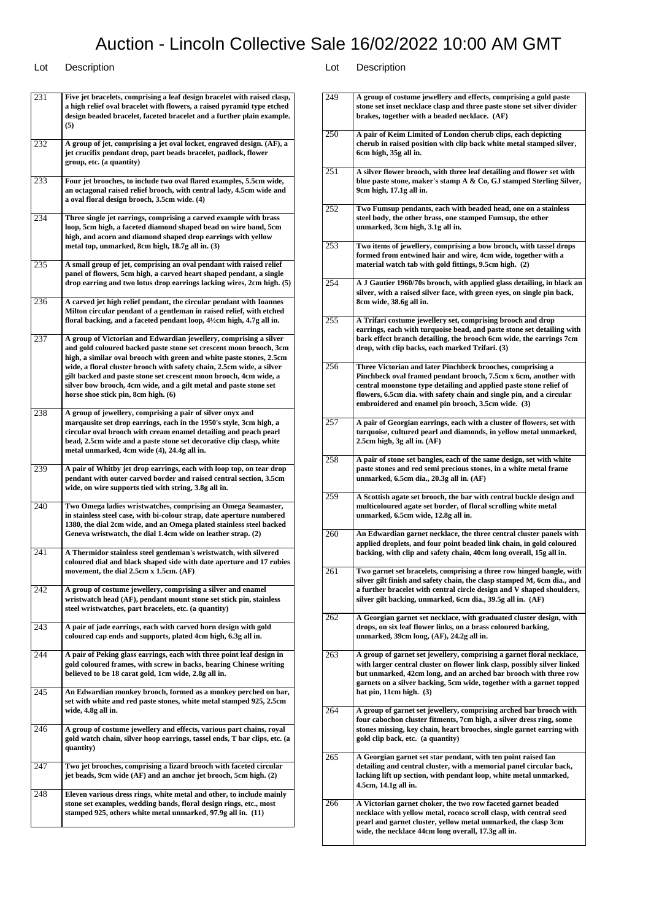# Auction - Lincoln Collective Sale 16/02/2022 10:00 AM GMT

| Lot | Description |
|---|---|
| 231 | Five jet bracelets, comprising a leaf design bracelet with raised clasp, a high relief oval bracelet with flowers, a raised pyramid type etched design beaded bracelet, faceted bracelet and a further plain example. (5) |
| 232 | A group of jet, comprising a jet oval locket, engraved design. (AF), a jet crucifix pendant drop, part beads bracelet, padlock, flower group, etc. (a quantity) |
| 233 | Four jet brooches, to include two oval flared examples, 5.5cm wide, an octagonal raised relief brooch, with central lady, 4.5cm wide and a oval floral design brooch, 3.5cm wide. (4) |
| 234 | Three single jet earrings, comprising a carved example with brass loop, 5cm high, a faceted diamond shaped bead on wire band, 5cm high, and acorn and diamond shaped drop earrings with yellow metal top, unmarked, 8cm high, 18.7g all in. (3) |
| 235 | A small group of jet, comprising an oval pendant with raised relief panel of flowers, 5cm high, a carved heart shaped pendant, a single drop earring and two lotus drop earrings lacking wires, 2cm high. (5) |
| 236 | A carved jet high relief pendant, the circular pendant with Ioannes Milton circular pendant of a gentleman in raised relief, with etched floral backing, and a faceted pendant loop, 4½cm high, 4.7g all in. |
| 237 | A group of Victorian and Edwardian jewellery, comprising a silver and gold coloured backed paste stone set crescent moon brooch, 3cm high, a similar oval brooch with green and white paste stones, 2.5cm wide, a floral cluster brooch with safety chain, 2.5cm wide, a silver gilt backed and paste stone set crescent moon brooch, 4cm wide, a silver bow brooch, 4cm wide, and a gilt metal and paste stone set horse shoe stick pin, 8cm high. (6) |
| 238 | A group of jewellery, comprising a pair of silver onyx and marquasite set drop earrings, each in the 1950's style, 3cm high, a circular oval brooch with cream enamel detailing and peach pearl bead, 2.5cm wide and a paste stone set decorative clip clasp, white metal unmarked, 4cm wide (4), 24.4g all in. |
| 239 | A pair of Whitby jet drop earrings, each with loop top, on tear drop pendant with outer carved border and raised central section, 3.5cm wide, on wire supports tied with string, 3.8g all in. |
| 240 | Two Omega ladies wristwatches, comprising an Omega Seamaster, in stainless steel case, with bi-colour strap, date aperture numbered 1380, the dial 2cm wide, and an Omega plated stainless steel backed Geneva wristwatch, the dial 1.4cm wide on leather strap. (2) |
| 241 | A Thermidor stainless steel gentleman's wristwatch, with silvered coloured dial and black shaped side with date aperture and 17 rubies movement, the dial 2.5cm x 1.5cm. (AF) |
| 242 | A group of costume jewellery, comprising a silver and enamel wristwatch head (AF), pendant mount stone set stick pin, stainless steel wristwatches, part bracelets, etc. (a quantity) |
| 243 | A pair of jade earrings, each with carved horn design with gold coloured cap ends and supports, plated 4cm high, 6.3g all in. |
| 244 | A pair of Peking glass earrings, each with three point leaf design in gold coloured frames, with screw in backs, bearing Chinese writing believed to be 18 carat gold, 1cm wide, 2.8g all in. |
| 245 | An Edwardian monkey brooch, formed as a monkey perched on bar, set with white and red paste stones, white metal stamped 925, 2.5cm wide, 4.8g all in. |
| 246 | A group of costume jewellery and effects, various part chains, royal gold watch chain, silver hoop earrings, tassel ends, T bar clips, etc. (a quantity) |
| 247 | Two jet brooches, comprising a lizard brooch with faceted circular jet beads, 9cm wide (AF) and an anchor jet brooch, 5cm high. (2) |
| 248 | Eleven various dress rings, white metal and other, to include mainly stone set examples, wedding bands, floral design rings, etc., most stamped 925, others white metal unmarked, 97.9g all in. (11) |
| 249 | A group of costume jewellery and effects, comprising a gold paste stone set inset necklace clasp and three paste stone set silver divider brakes, together with a beaded necklace. (AF) |
| 250 | A pair of Keim Limited of London cherub clips, each depicting cherub in raised position with clip back white metal stamped silver, 6cm high, 35g all in. |
| 251 | A silver flower brooch, with three leaf detailing and flower set with blue paste stone, maker's stamp A & Co, GJ stamped Sterling Silver, 9cm high, 17.1g all in. |
| 252 | Two Fumsup pendants, each with beaded head, one on a stainless steel body, the other brass, one stamped Fumsup, the other unmarked, 3cm high, 3.1g all in. |
| 253 | Two items of jewellery, comprising a bow brooch, with tassel drops formed from entwined hair and wire, 4cm wide, together with a material watch tab with gold fittings, 9.5cm high. (2) |
| 254 | A J Gautier 1960/70s brooch, with applied glass detailing, in black an silver, with a raised silver face, with green eyes, on single pin back, 8cm wide, 38.6g all in. |
| 255 | A Trifari costume jewellery set, comprising brooch and drop earrings, each with turquoise bead, and paste stone set detailing with bark effect branch detailing, the brooch 6cm wide, the earrings 7cm drop, with clip backs, each marked Trifari. (3) |
| 256 | Three Victorian and later Pinchbeck brooches, comprising a Pinchbeck oval framed pendant brooch, 7.5cm x 6cm, another with central moonstone type detailing and applied paste stone relief of flowers, 6.5cm dia. with safety chain and single pin, and a circular embroidered and enamel pin brooch, 3.5cm wide. (3) |
| 257 | A pair of Georgian earrings, each with a cluster of flowers, set with turquoise, cultured pearl and diamonds, in yellow metal unmarked, 2.5cm high, 3g all in. (AF) |
| 258 | A pair of stone set bangles, each of the same design, set with white paste stones and red semi precious stones, in a white metal frame unmarked, 6.5cm dia., 20.3g all in. (AF) |
| 259 | A Scottish agate set brooch, the bar with central buckle design and multicoloured agate set border, of floral scrolling white metal unmarked, 6.5cm wide, 12.8g all in. |
| 260 | An Edwardian garnet necklace, the three central cluster panels with applied droplets, and four point beaded link chain, in gold coloured backing, with clip and safety chain, 40cm long overall, 15g all in. |
| 261 | Two garnet set bracelets, comprising a three row hinged bangle, with silver gilt finish and safety chain, the clasp stamped M, 6cm dia., and a further bracelet with central circle design and V shaped shoulders, silver gilt backing, unmarked, 6cm dia., 39.5g all in. (AF) |
| 262 | A Georgian garnet set necklace, with graduated cluster design, with drops, on six leaf flower links, on a brass coloured backing, unmarked, 39cm long, (AF), 24.2g all in. |
| 263 | A group of garnet set jewellery, comprising a garnet floral necklace, with larger central cluster on flower link clasp, possibly silver linked but unmarked, 42cm long, and an arched bar brooch with three row garnets on a silver backing, 5cm wide, together with a garnet topped hat pin, 11cm high. (3) |
| 264 | A group of garnet set jewellery, comprising arched bar brooch with four cabochon cluster fitments, 7cm high, a silver dress ring, some stones missing, key chain, heart brooches, single garnet earring with gold clip back, etc. (a quantity) |
| 265 | A Georgian garnet set star pendant, with ten point raised fan detailing and central cluster, with a memorial panel circular back, lacking lift up section, with pendant loop, white metal unmarked, 4.5cm, 14.1g all in. |
| 266 | A Victorian garnet choker, the two row faceted garnet beaded necklace with yellow metal, rococo scroll clasp, with central seed pearl and garnet cluster, yellow metal unmarked, the clasp 3cm wide, the necklace 44cm long overall, 17.3g all in. |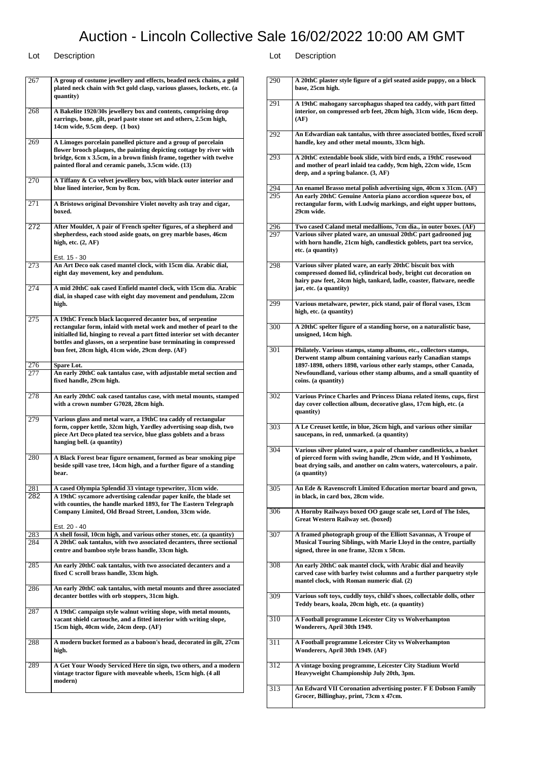# Auction - Lincoln Collective Sale 16/02/2022 10:00 AM GMT

| Lot | Description |
|---|---|
| 267 | **A group of costume jewellery and effects, beaded neck chains, a gold plated neck chain with 9ct gold clasp, various glasses, lockets, etc. (a quantity)** |
| 268 | **A Bakelite 1920/30s jewellery box and contents, comprising drop earrings, bone, gilt, pearl paste stone set and others, 2.5cm high, 14cm wide, 9.5cm deep. (1 box)** |
| 269 | **A Limoges porcelain panelled picture and a group of porcelain flower brooch plaques, the painting depicting cottage by river with bridge, 6cm x 3.5cm, in a brown finish frame, together with twelve painted floral and ceramic panels, 3.5cm wide. (13)** |
| 270 | **A Tiffany & Co velvet jewellery box, with black outer interior and blue lined interior, 9cm by 8cm.** |
| 271 | **A Bristows original Devonshire Violet novelty ash tray and cigar, boxed.** |
| 272 | **After Mouldet, A pair of French spelter figures, of a shepherd and shepherdess, each stood aside goats, on grey marble bases, 46cm high, etc. (2, AF)**<br><br>Est. 15 - 30 |
| 273 | **An Art Deco oak cased mantel clock, with 15cm dia. Arabic dial, eight day movement, key and pendulum.** |
| 274 | **A mid 20thC oak cased Enfield mantel clock, with 15cm dia. Arabic dial, in shaped case with eight day movement and pendulum, 22cm high.** |
| 275 | **A 19thC French black lacquered decanter box, of serpentine rectangular form, inlaid with metal work and mother of pearl to the initialled lid, hinging to reveal a part fitted interior set with decanter bottles and glasses, on a serpentine base terminating in compressed bun feet, 28cm high, 41cm wide, 29cm deep. (AF)** |
| 276 | **Spare Lot.** |
| 277 | **An early 20thC oak tantalus case, with adjustable metal section and fixed handle, 29cm high.** |
| 278 | **An early 20thC oak cased tantalus case, with metal mounts, stamped with a crown number G7028, 28cm high.** |
| 279 | **Various glass and metal ware, a 19thC tea caddy of rectangular form, copper kettle, 32cm high, Yardley advertising soap dish, two piece Art Deco plated tea service, blue glass goblets and a brass hanging bell. (a quantity)** |
| 280 | **A Black Forest bear figure ornament, formed as bear smoking pipe beside spill vase tree, 14cm high, and a further figure of a standing bear.** |
| 281 | **A cased Olympia Splendid 33 vintage typewriter, 31cm wide.** |
| 282 | **A 19thC sycamore advertising calendar paper knife, the blade set with counties, the handle marked 1893, for The Eastern Telegraph Company Limited, Old Broad Street, London, 33cm wide.**<br><br>Est. 20 - 40 |
| 283 | **A shell fossil, 10cm high, and various other stones, etc. (a quantity)** |
| 284 | **A 20thC oak tantalus, with two associated decanters, three sectional centre and bamboo style brass handle, 33cm high.** |
| 285 | **An early 20thC oak tantalus, with two associated decanters and a fixed C scroll brass handle, 33cm high.** |
| 286 | **An early 20thC oak tantalus, with metal mounts and three associated decanter bottles with orb stoppers, 31cm high.** |
| 287 | **A 19thC campaign style walnut writing slope, with metal mounts, vacant shield cartouche, and a fitted interior with writing slope, 15cm high, 40cm wide, 24cm deep. (AF)** |
| 288 | **A modern bucket formed as a baboon's head, decorated in gilt, 27cm high.** |
| 289 | **A Get Your Woody Serviced Here tin sign, two others, and a modern vintage tractor figure with moveable wheels, 15cm high. (4 all modern)** |
| 290 | **A 20thC plaster style figure of a girl seated aside puppy, on a block base, 25cm high.** |
| 291 | **A 19thC mahogany sarcophagus shaped tea caddy, with part fitted interior, on compressed orb feet, 20cm high, 31cm wide, 16cm deep. (AF)** |
| 292 | **An Edwardian oak tantalus, with three associated bottles, fixed scroll handle, key and other metal mounts, 33cm high.** |
| 293 | **A 20thC extendable book slide, with bird ends, a 19thC rosewood and mother of pearl inlaid tea caddy, 9cm high, 22cm wide, 15cm deep, and a spring balance. (3, AF)** |
| 294 | **An enamel Brasso metal polish advertising sign, 40cm x 31cm. (AF)** |
| 295 | **An early 20thC Genuine Antoria piano accordion squeeze box, of rectangular form, with Ludwig markings, and eight upper buttons, 29cm wide.** |
| 296 | **Two cased Caland metal medallions, 7cm dia., in outer boxes. (AF)** |
| 297 | **Various silver plated ware, an unusual 20thC part gadrooned jug with horn handle, 21cm high, candlestick goblets, part tea service, etc. (a quantity)** |
| 298 | **Various silver plated ware, an early 20thC biscuit box with compressed domed lid, cylindrical body, bright cut decoration on hairy paw feet, 24cm high, tankard, ladle, coaster, flatware, needle jar, etc. (a quantity)** |
| 299 | **Various metalware, pewter, pick stand, pair of floral vases, 13cm high, etc. (a quantity)** |
| 300 | **A 20thC spelter figure of a standing horse, on a naturalistic base, unsigned, 14cm high.** |
| 301 | **Philately. Various stamps, stamp albums, etc., collectors stamps, Derwent stamp album containing various early Canadian stamps 1897-1898, others 1898, various other early stamps, other Canada, Newfoundland, various other stamp albums, and a small quantity of coins. (a quantity)** |
| 302 | **Various Prince Charles and Princess Diana related items, cups, first day cover collection album, decorative glass, 17cm high, etc. (a quantity)** |
| 303 | **A Le Creuset kettle, in blue, 26cm high, and various other similar saucepans, in red, unmarked. (a quantity)** |
| 304 | **Various silver plated ware, a pair of chamber candlesticks, a basket of pierced form with swing handle, 29cm wide, and H Yoshimoto, boat drying sails, and another on calm waters, watercolours, a pair. (a quantity)** |
| 305 | **An Ede & Ravenscroft Limited Education mortar board and gown, in black, in card box, 28cm wide.** |
| 306 | **A Hornby Railways boxed OO gauge scale set, Lord of The Isles, Great Western Railway set. (boxed)** |
| 307 | **A framed photograph group of the Elliott Savannas, A Troupe of Musical Touring Siblings, with Marie Lloyd in the centre, partially signed, three in one frame, 32cm x 58cm.** |
| 308 | **An early 20thC oak mantel clock, with Arabic dial and heavily carved case with barley twist columns and a further parquetry style mantel clock, with Roman numeric dial. (2)** |
| 309 | **Various soft toys, cuddly toys, child's shoes, collectable dolls, other Teddy bears, koala, 20cm high, etc. (a quantity)** |
| 310 | **A Football programme Leicester City vs Wolverhampton Wonderers, April 30th 1949.** |
| 311 | **A Football programme Leicester City vs Wolverhampton Wonderers, April 30th 1949. (AF)** |
| 312 | **A vintage boxing programme, Leicester City Stadium World Heavyweight Championship July 20th, 3pm.** |
| 313 | **An Edward VII Coronation advertising poster. F E Dobson Family Grocer, Billinghay, print, 73cm x 47cm.** |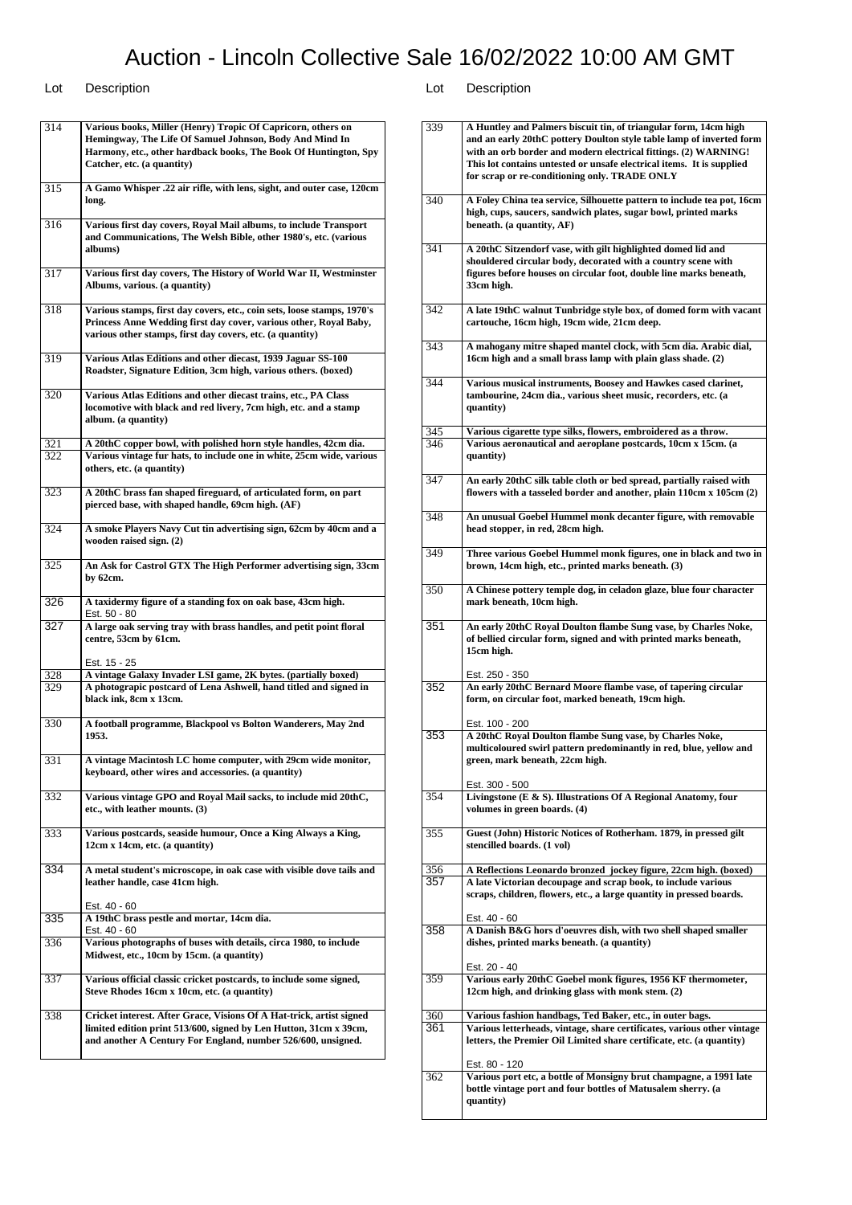# Auction - Lincoln Collective Sale 16/02/2022 10:00 AM GMT

| Lot | Description |
|---|---|
| 314 | **Various books, Miller (Henry) Tropic Of Capricorn, others on Hemingway, The Life Of Samuel Johnson, Body And Mind In Harmony, etc., other hardback books, The Book Of Huntington, Spy Catcher, etc. (a quantity)** |
| 315 | **A Gamo Whisper .22 air rifle, with lens, sight, and outer case, 120cm long.** |
| 316 | **Various first day covers, Royal Mail albums, to include Transport and Communications, The Welsh Bible, other 1980's, etc. (various albums)** |
| 317 | **Various first day covers, The History of World War II, Westminster Albums, various. (a quantity)** |
| 318 | **Various stamps, first day covers, etc., coin sets, loose stamps, 1970's Princess Anne Wedding first day cover, various other, Royal Baby, various other stamps, first day covers, etc. (a quantity)** |
| 319 | **Various Atlas Editions and other diecast, 1939 Jaguar SS-100 Roadster, Signature Edition, 3cm high, various others. (boxed)** |
| 320 | **Various Atlas Editions and other diecast trains, etc., PA Class locomotive with black and red livery, 7cm high, etc. and a stamp album. (a quantity)** |
| 321 | **A 20thC copper bowl, with polished horn style handles, 42cm dia.** |
| 322 | **Various vintage fur hats, to include one in white, 25cm wide, various others, etc. (a quantity)** |
| 323 | **A 20thC brass fan shaped fireguard, of articulated form, on part pierced base, with shaped handle, 69cm high. (AF)** |
| 324 | **A smoke Players Navy Cut tin advertising sign, 62cm by 40cm and a wooden raised sign. (2)** |
| 325 | **An Ask for Castrol GTX The High Performer advertising sign, 33cm by 62cm.** |
| 326 | **A taxidermy figure of a standing fox on oak base, 43cm high.**<br>Est. 50 - 80 |
| 327 | **A large oak serving tray with brass handles, and petit point floral centre, 53cm by 61cm.**<br>Est. 15 - 25 |
| 328 | **A vintage Galaxy Invader LSI game, 2K bytes. (partially boxed)** |
| 329 | **A photograpic postcard of Lena Ashwell, hand titled and signed in black ink, 8cm x 13cm.** |
| 330 | **A football programme, Blackpool vs Bolton Wanderers, May 2nd 1953.** |
| 331 | **A vintage Macintosh LC home computer, with 29cm wide monitor, keyboard, other wires and accessories. (a quantity)** |
| 332 | **Various vintage GPO and Royal Mail sacks, to include mid 20thC, etc., with leather mounts. (3)** |
| 333 | **Various postcards, seaside humour, Once a King Always a King, 12cm x 14cm, etc. (a quantity)** |
| 334 | **A metal student's microscope, in oak case with visible dove tails and leather handle, case 41cm high.**<br>Est. 40 - 60 |
| 335 | **A 19thC brass pestle and mortar, 14cm dia.**<br>Est. 40 - 60 |
| 336 | **Various photographs of buses with details, circa 1980, to include Midwest, etc., 10cm by 15cm. (a quantity)** |
| 337 | **Various official classic cricket postcards, to include some signed, Steve Rhodes 16cm x 10cm, etc. (a quantity)** |
| 338 | **Cricket interest. After Grace, Visions Of A Hat-trick, artist signed limited edition print 513/600, signed by Len Hutton, 31cm x 39cm, and another A Century For England, number 526/600, unsigned.** |
| 339 | **A Huntley and Palmers biscuit tin, of triangular form, 14cm high and an early 20thC pottery Doulton style table lamp of inverted form with an orb border and modern electrical fittings. (2) WARNING! This lot contains untested or unsafe electrical items. It is supplied for scrap or re-conditioning only. TRADE ONLY** |
| 340 | **A Foley China tea service, Silhouette pattern to include tea pot, 16cm high, cups, saucers, sandwich plates, sugar bowl, printed marks beneath. (a quantity, AF)** |
| 341 | **A 20thC Sitzendorf vase, with gilt highlighted domed lid and shouldered circular body, decorated with a country scene with figures before houses on circular foot, double line marks beneath, 33cm high.** |
| 342 | **A late 19thC walnut Tunbridge style box, of domed form with vacant cartouche, 16cm high, 19cm wide, 21cm deep.** |
| 343 | **A mahogany mitre shaped mantel clock, with 5cm dia. Arabic dial, 16cm high and a small brass lamp with plain glass shade. (2)** |
| 344 | **Various musical instruments, Boosey and Hawkes cased clarinet, tambourine, 24cm dia., various sheet music, recorders, etc. (a quantity)** |
| 345 | **Various cigarette type silks, flowers, embroidered as a throw.** |
| 346 | **Various aeronautical and aeroplane postcards, 10cm x 15cm. (a quantity)** |
| 347 | **An early 20thC silk table cloth or bed spread, partially raised with flowers with a tasseled border and another, plain 110cm x 105cm (2)** |
| 348 | **An unusual Goebel Hummel monk decanter figure, with removable head stopper, in red, 28cm high.** |
| 349 | **Three various Goebel Hummel monk figures, one in black and two in brown, 14cm high, etc., printed marks beneath. (3)** |
| 350 | **A Chinese pottery temple dog, in celadon glaze, blue four character mark beneath, 10cm high.** |
| 351 | **An early 20thC Royal Doulton flambe Sung vase, by Charles Noke, of bellied circular form, signed and with printed marks beneath, 15cm high.**<br>Est. 250 - 350 |
| 352 | **An early 20thC Bernard Moore flambe vase, of tapering circular form, on circular foot, marked beneath, 19cm high.**<br>Est. 100 - 200 |
| 353 | **A 20thC Royal Doulton flambe Sung vase, by Charles Noke, multicoloured swirl pattern predominantly in red, blue, yellow and green, mark beneath, 22cm high.**<br>Est. 300 - 500 |
| 354 | **Livingstone (E & S). Illustrations Of A Regional Anatomy, four volumes in green boards. (4)** |
| 355 | **Guest (John) Historic Notices of Rotherham. 1879, in pressed gilt stencilled boards. (1 vol)** |
| 356 | **A Reflections Leonardo bronzed jockey figure, 22cm high. (boxed)** |
| 357 | **A late Victorian decoupage and scrap book, to include various scraps, children, flowers, etc., a large quantity in pressed boards.**<br>Est. 40 - 60 |
| 358 | **A Danish B&G hors d'oeuvres dish, with two shell shaped smaller dishes, printed marks beneath. (a quantity)**<br>Est. 20 - 40 |
| 359 | **Various early 20thC Goebel monk figures, 1956 KF thermometer, 12cm high, and drinking glass with monk stem. (2)** |
| 360 | **Various fashion handbags, Ted Baker, etc., in outer bags.** |
| 361 | **Various letterheads, vintage, share certificates, various other vintage letters, the Premier Oil Limited share certificate, etc. (a quantity)**<br>Est. 80 - 120 |
| 362 | **Various port etc, a bottle of Monsigny brut champagne, a 1991 late bottle vintage port and four bottles of Matusalem sherry. (a quantity)** |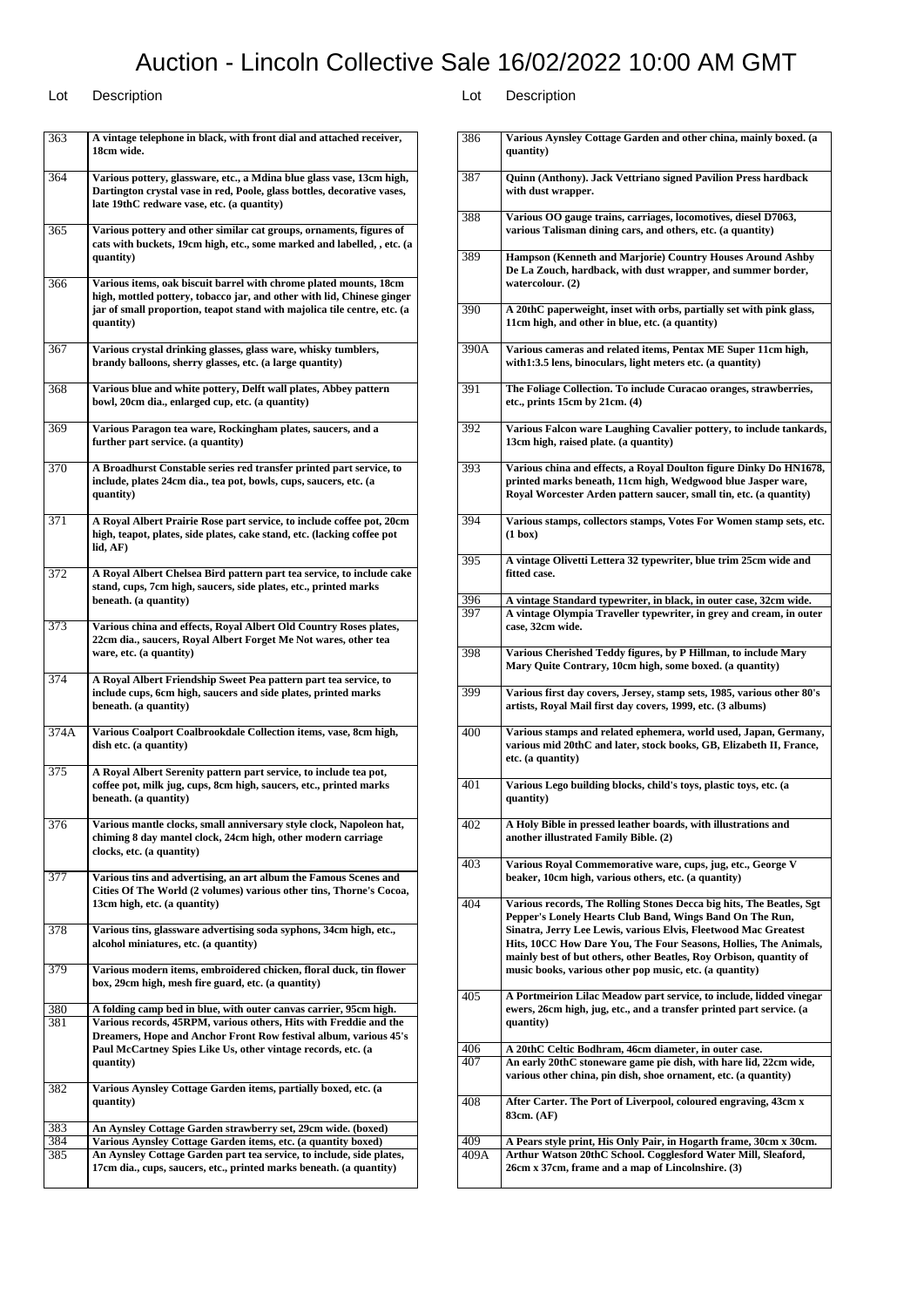# Auction - Lincoln Collective Sale 16/02/2022 10:00 AM GMT

| Lot | Description |
|---|---|
| 363 | **A vintage telephone in black, with front dial and attached receiver, 18cm wide.** |
| 364 | **Various pottery, glassware, etc., a Mdina blue glass vase, 13cm high, Dartington crystal vase in red, Poole, glass bottles, decorative vases, late 19thC redware vase, etc. (a quantity)** |
| 365 | **Various pottery and other similar cat groups, ornaments, figures of cats with buckets, 19cm high, etc., some marked and labelled, , etc. (a quantity)** |
| 366 | **Various items, oak biscuit barrel with chrome plated mounts, 18cm high, mottled pottery, tobacco jar, and other with lid, Chinese ginger jar of small proportion, teapot stand with majolica tile centre, etc. (a quantity)** |
| 367 | **Various crystal drinking glasses, glass ware, whisky tumblers, brandy balloons, sherry glasses, etc. (a large quantity)** |
| 368 | **Various blue and white pottery, Delft wall plates, Abbey pattern bowl, 20cm dia., enlarged cup, etc. (a quantity)** |
| 369 | **Various Paragon tea ware, Rockingham plates, saucers, and a further part service. (a quantity)** |
| 370 | **A Broadhurst Constable series red transfer printed part service, to include, plates 24cm dia., tea pot, bowls, cups, saucers, etc. (a quantity)** |
| 371 | **A Royal Albert Prairie Rose part service, to include coffee pot, 20cm high, teapot, plates, side plates, cake stand, etc. (lacking coffee pot lid, AF)** |
| 372 | **A Royal Albert Chelsea Bird pattern part tea service, to include cake stand, cups, 7cm high, saucers, side plates, etc., printed marks beneath. (a quantity)** |
| 373 | **Various china and effects, Royal Albert Old Country Roses plates, 22cm dia., saucers, Royal Albert Forget Me Not wares, other tea ware, etc. (a quantity)** |
| 374 | **A Royal Albert Friendship Sweet Pea pattern part tea service, to include cups, 6cm high, saucers and side plates, printed marks beneath. (a quantity)** |
| 374A | **Various Coalport Coalbrookdale Collection items, vase, 8cm high, dish etc. (a quantity)** |
| 375 | **A Royal Albert Serenity pattern part service, to include tea pot, coffee pot, milk jug, cups, 8cm high, saucers, etc., printed marks beneath. (a quantity)** |
| 376 | **Various mantle clocks, small anniversary style clock, Napoleon hat, chiming 8 day mantel clock, 24cm high, other modern carriage clocks, etc. (a quantity)** |
| 377 | **Various tins and advertising, an art album the Famous Scenes and Cities Of The World (2 volumes) various other tins, Thorne's Cocoa, 13cm high, etc. (a quantity)** |
| 378 | **Various tins, glassware advertising soda syphons, 34cm high, etc., alcohol miniatures, etc. (a quantity)** |
| 379 | **Various modern items, embroidered chicken, floral duck, tin flower box, 29cm high, mesh fire guard, etc. (a quantity)** |
| 380 | **A folding camp bed in blue, with outer canvas carrier, 95cm high.** |
| 381 | **Various records, 45RPM, various others, Hits with Freddie and the Dreamers, Hope and Anchor Front Row festival album, various 45's Paul McCartney Spies Like Us, other vintage records, etc. (a quantity)** |
| 382 | **Various Aynsley Cottage Garden items, partially boxed, etc. (a quantity)** |
| 383 | **An Aynsley Cottage Garden strawberry set, 29cm wide. (boxed)** |
| 384 | **Various Aynsley Cottage Garden items, etc. (a quantity boxed)** |
| 385 | **An Aynsley Cottage Garden part tea service, to include, side plates, 17cm dia., cups, saucers, etc., printed marks beneath. (a quantity)** |
| 386 | **Various Aynsley Cottage Garden and other china, mainly boxed. (a quantity)** |
| 387 | **Quinn (Anthony). Jack Vettriano signed Pavilion Press hardback with dust wrapper.** |
| 388 | **Various OO gauge trains, carriages, locomotives, diesel D7063, various Talisman dining cars, and others, etc. (a quantity)** |
| 389 | **Hampson (Kenneth and Marjorie) Country Houses Around Ashby De La Zouch, hardback, with dust wrapper, and summer border, watercolour. (2)** |
| 390 | **A 20thC paperweight, inset with orbs, partially set with pink glass, 11cm high, and other in blue, etc. (a quantity)** |
| 390A | **Various cameras and related items, Pentax ME Super 11cm high, with1:3.5 lens, binoculars, light meters etc. (a quantity)** |
| 391 | **The Foliage Collection. To include Curacao oranges, strawberries, etc., prints 15cm by 21cm. (4)** |
| 392 | **Various Falcon ware Laughing Cavalier pottery, to include tankards, 13cm high, raised plate. (a quantity)** |
| 393 | **Various china and effects, a Royal Doulton figure Dinky Do HN1678, printed marks beneath, 11cm high, Wedgwood blue Jasper ware, Royal Worcester Arden pattern saucer, small tin, etc. (a quantity)** |
| 394 | **Various stamps, collectors stamps, Votes For Women stamp sets, etc. (1 box)** |
| 395 | **A vintage Olivetti Lettera 32 typewriter, blue trim 25cm wide and fitted case.** |
| 396 | **A vintage Standard typewriter, in black, in outer case, 32cm wide.** |
| 397 | **A vintage Olympia Traveller typewriter, in grey and cream, in outer case, 32cm wide.** |
| 398 | **Various Cherished Teddy figures, by P Hillman, to include Mary Mary Quite Contrary, 10cm high, some boxed. (a quantity)** |
| 399 | **Various first day covers, Jersey, stamp sets, 1985, various other 80's artists, Royal Mail first day covers, 1999, etc. (3 albums)** |
| 400 | **Various stamps and related ephemera, world used, Japan, Germany, various mid 20thC and later, stock books, GB, Elizabeth II, France, etc. (a quantity)** |
| 401 | **Various Lego building blocks, child's toys, plastic toys, etc. (a quantity)** |
| 402 | **A Holy Bible in pressed leather boards, with illustrations and another illustrated Family Bible. (2)** |
| 403 | **Various Royal Commemorative ware, cups, jug, etc., George V beaker, 10cm high, various others, etc. (a quantity)** |
| 404 | **Various records, The Rolling Stones Decca big hits, The Beatles, Sgt Pepper's Lonely Hearts Club Band, Wings Band On The Run, Sinatra, Jerry Lee Lewis, various Elvis, Fleetwood Mac Greatest Hits, 10CC How Dare You, The Four Seasons, Hollies, The Animals, mainly best of but others, other Beatles, Roy Orbison, quantity of music books, various other pop music, etc. (a quantity)** |
| 405 | **A Portmeirion Lilac Meadow part service, to include, lidded vinegar ewers, 26cm high, jug, etc., and a transfer printed part service. (a quantity)** |
| 406 | **A 20thC Celtic Bodhram, 46cm diameter, in outer case.** |
| 407 | **An early 20thC stoneware game pie dish, with hare lid, 22cm wide, various other china, pin dish, shoe ornament, etc. (a quantity)** |
| 408 | **After Carter. The Port of Liverpool, coloured engraving, 43cm x 83cm. (AF)** |
| 409 | **A Pears style print, His Only Pair, in Hogarth frame, 30cm x 30cm.** |
| 409A | **Arthur Watson 20thC School. Cogglesford Water Mill, Sleaford, 26cm x 37cm, frame and a map of Lincolnshire. (3)** |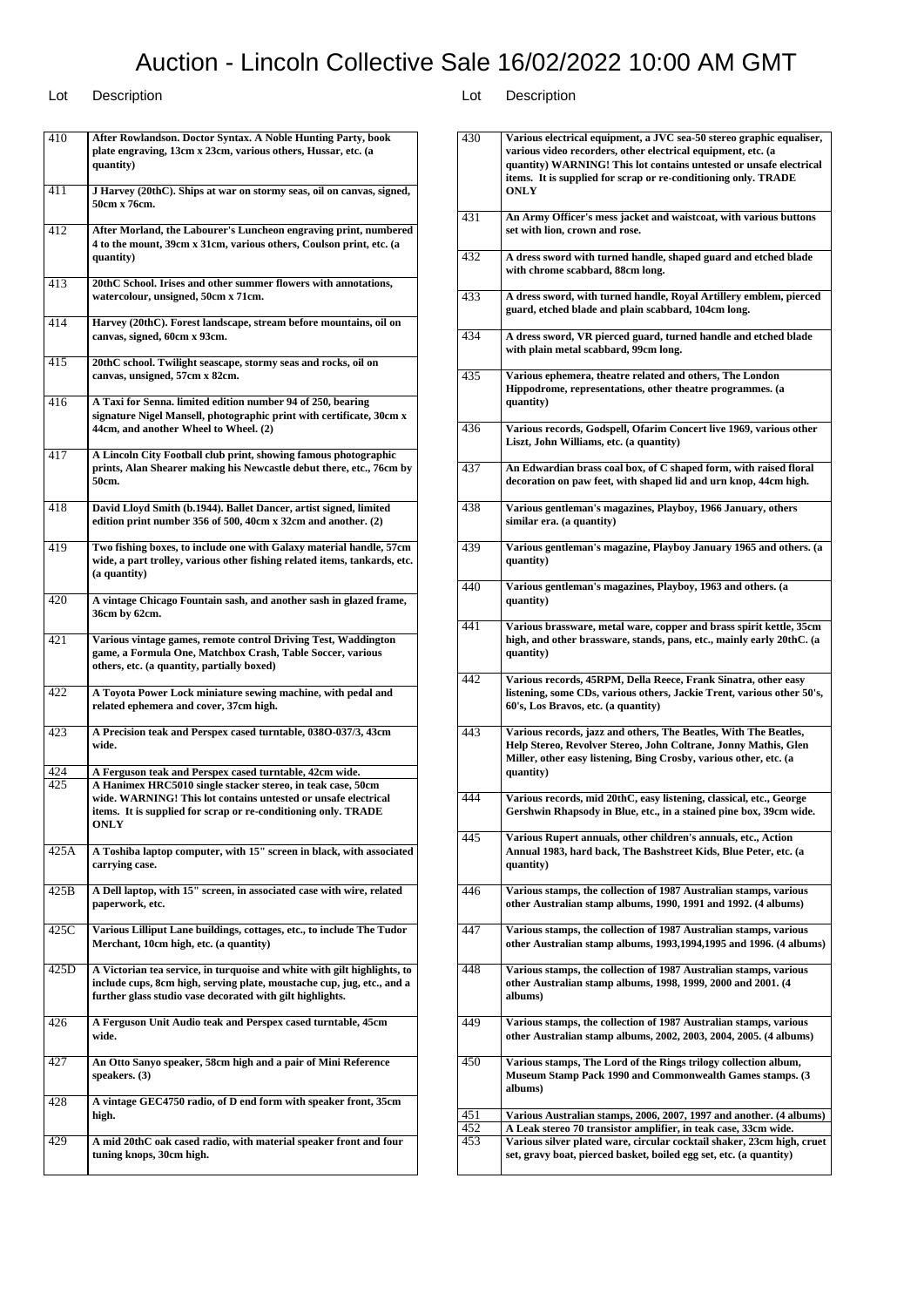# Auction - Lincoln Collective Sale 16/02/2022 10:00 AM GMT

| Lot | Description |
|---|---|
| 410 | After Rowlandson. Doctor Syntax. A Noble Hunting Party, book plate engraving, 13cm x 23cm, various others, Hussar, etc. (a quantity) |
| 411 | J Harvey (20thC). Ships at war on stormy seas, oil on canvas, signed, 50cm x 76cm. |
| 412 | After Morland, the Labourer's Luncheon engraving print, numbered 4 to the mount, 39cm x 31cm, various others, Coulson print, etc. (a quantity) |
| 413 | 20thC School. Irises and other summer flowers with annotations, watercolour, unsigned, 50cm x 71cm. |
| 414 | Harvey (20thC). Forest landscape, stream before mountains, oil on canvas, signed, 60cm x 93cm. |
| 415 | 20thC school. Twilight seascape, stormy seas and rocks, oil on canvas, unsigned, 57cm x 82cm. |
| 416 | A Taxi for Senna. limited edition number 94 of 250, bearing signature Nigel Mansell, photographic print with certificate, 30cm x 44cm, and another Wheel to Wheel. (2) |
| 417 | A Lincoln City Football club print, showing famous photographic prints, Alan Shearer making his Newcastle debut there, etc., 76cm by 50cm. |
| 418 | David Lloyd Smith (b.1944). Ballet Dancer, artist signed, limited edition print number 356 of 500, 40cm x 32cm and another. (2) |
| 419 | Two fishing boxes, to include one with Galaxy material handle, 57cm wide, a part trolley, various other fishing related items, tankards, etc. (a quantity) |
| 420 | A vintage Chicago Fountain sash, and another sash in glazed frame, 36cm by 62cm. |
| 421 | Various vintage games, remote control Driving Test, Waddington game, a Formula One, Matchbox Crash, Table Soccer, various others, etc. (a quantity, partially boxed) |
| 422 | A Toyota Power Lock miniature sewing machine, with pedal and related ephemera and cover, 37cm high. |
| 423 | A Precision teak and Perspex cased turntable, 038O-037/3, 43cm wide. |
| 424 | A Ferguson teak and Perspex cased turntable, 42cm wide. |
| 425 | A Hanimex HRC5010 single stacker stereo, in teak case, 50cm wide. WARNING! This lot contains untested or unsafe electrical items. It is supplied for scrap or re-conditioning only. TRADE ONLY |
| 425A | A Toshiba laptop computer, with 15" screen in black, with associated carrying case. |
| 425B | A Dell laptop, with 15" screen, in associated case with wire, related paperwork, etc. |
| 425C | Various Lilliput Lane buildings, cottages, etc., to include The Tudor Merchant, 10cm high, etc. (a quantity) |
| 425D | A Victorian tea service, in turquoise and white with gilt highlights, to include cups, 8cm high, serving plate, moustache cup, jug, etc., and a further glass studio vase decorated with gilt highlights. |
| 426 | A Ferguson Unit Audio teak and Perspex cased turntable, 45cm wide. |
| 427 | An Otto Sanyo speaker, 58cm high and a pair of Mini Reference speakers. (3) |
| 428 | A vintage GEC4750 radio, of D end form with speaker front, 35cm high. |
| 429 | A mid 20thC oak cased radio, with material speaker front and four tuning knops, 30cm high. |
| 430 | Various electrical equipment, a JVC sea-50 stereo graphic equaliser, various video recorders, other electrical equipment, etc. (a quantity) WARNING! This lot contains untested or unsafe electrical items. It is supplied for scrap or re-conditioning only. TRADE ONLY |
| 431 | An Army Officer's mess jacket and waistcoat, with various buttons set with lion, crown and rose. |
| 432 | A dress sword with turned handle, shaped guard and etched blade with chrome scabbard, 88cm long. |
| 433 | A dress sword, with turned handle, Royal Artillery emblem, pierced guard, etched blade and plain scabbard, 104cm long. |
| 434 | A dress sword, VR pierced guard, turned handle and etched blade with plain metal scabbard, 99cm long. |
| 435 | Various ephemera, theatre related and others, The London Hippodrome, representations, other theatre programmes. (a quantity) |
| 436 | Various records, Godspell, Ofarim Concert live 1969, various other Liszt, John Williams, etc. (a quantity) |
| 437 | An Edwardian brass coal box, of C shaped form, with raised floral decoration on paw feet, with shaped lid and urn knop, 44cm high. |
| 438 | Various gentleman's magazines, Playboy, 1966 January, others similar era. (a quantity) |
| 439 | Various gentleman's magazine, Playboy January 1965 and others. (a quantity) |
| 440 | Various gentleman's magazines, Playboy, 1963 and others. (a quantity) |
| 441 | Various brassware, metal ware, copper and brass spirit kettle, 35cm high, and other brassware, stands, pans, etc., mainly early 20thC. (a quantity) |
| 442 | Various records, 45RPM, Della Reece, Frank Sinatra, other easy listening, some CDs, various others, Jackie Trent, various other 50's, 60's, Los Bravos, etc. (a quantity) |
| 443 | Various records, jazz and others, The Beatles, With The Beatles, Help Stereo, Revolver Stereo, John Coltrane, Jonny Mathis, Glen Miller, other easy listening, Bing Crosby, various other, etc. (a quantity) |
| 444 | Various records, mid 20thC, easy listening, classical, etc., George Gershwin Rhapsody in Blue, etc., in a stained pine box, 39cm wide. |
| 445 | Various Rupert annuals, other children's annuals, etc., Action Annual 1983, hard back, The Bashstreet Kids, Blue Peter, etc. (a quantity) |
| 446 | Various stamps, the collection of 1987 Australian stamps, various other Australian stamp albums, 1990, 1991 and 1992. (4 albums) |
| 447 | Various stamps, the collection of 1987 Australian stamps, various other Australian stamp albums, 1993,1994,1995 and 1996. (4 albums) |
| 448 | Various stamps, the collection of 1987 Australian stamps, various other Australian stamp albums, 1998, 1999, 2000 and 2001. (4 albums) |
| 449 | Various stamps, the collection of 1987 Australian stamps, various other Australian stamp albums, 2002, 2003, 2004, 2005. (4 albums) |
| 450 | Various stamps, The Lord of the Rings trilogy collection album, Museum Stamp Pack 1990 and Commonwealth Games stamps. (3 albums) |
| 451 | Various Australian stamps, 2006, 2007, 1997 and another. (4 albums) |
| 452 | A Leak stereo 70 transistor amplifier, in teak case, 33cm wide. |
| 453 | Various silver plated ware, circular cocktail shaker, 23cm high, cruet set, gravy boat, pierced basket, boiled egg set, etc. (a quantity) |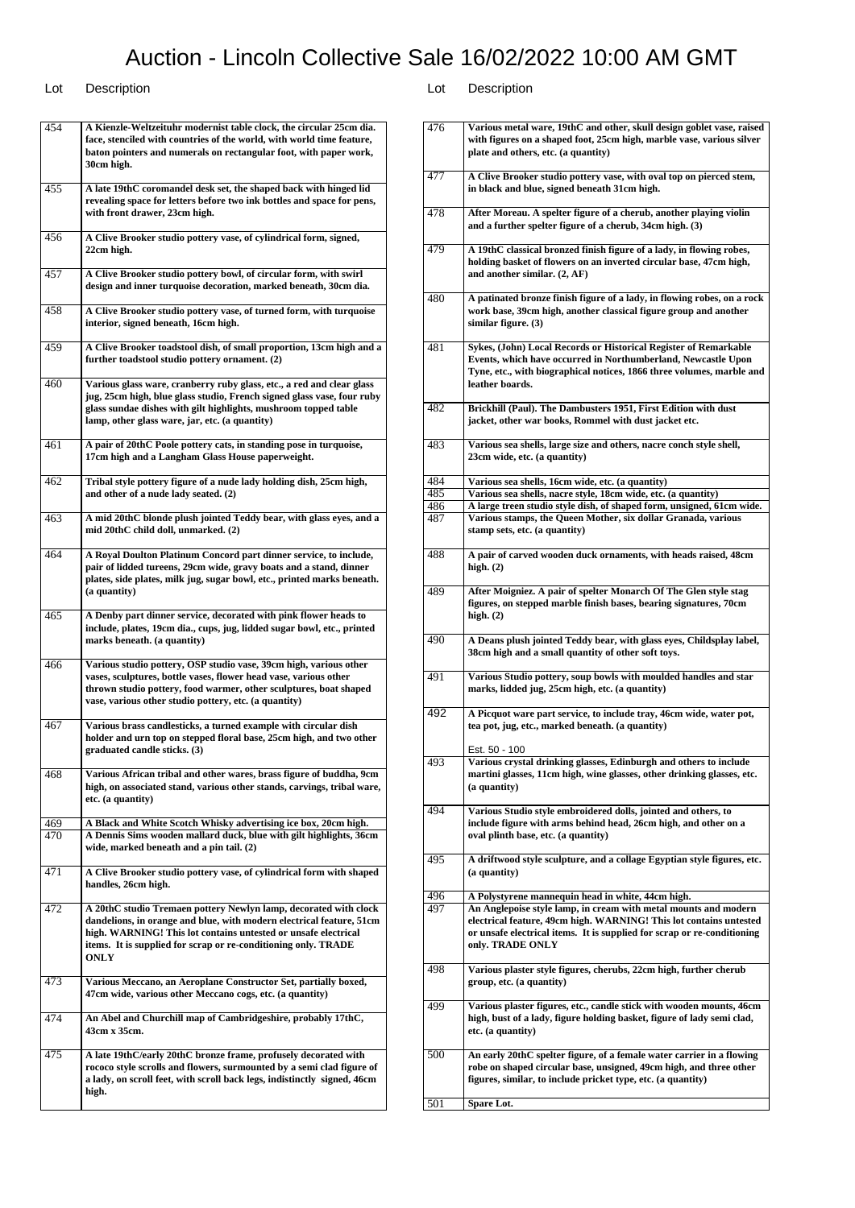# Auction - Lincoln Collective Sale 16/02/2022 10:00 AM GMT

| Lot | Description |
|---|---|
| 454 | **A Kienzle-Weltzeituhr modernist table clock, the circular 25cm dia. face, stenciled with countries of the world, with world time feature, baton pointers and numerals on rectangular foot, with paper work, 30cm high.** |
| 455 | **A late 19thC coromandel desk set, the shaped back with hinged lid revealing space for letters before two ink bottles and space for pens, with front drawer, 23cm high.** |
| 456 | **A Clive Brooker studio pottery vase, of cylindrical form, signed, 22cm high.** |
| 457 | **A Clive Brooker studio pottery bowl, of circular form, with swirl design and inner turquoise decoration, marked beneath, 30cm dia.** |
| 458 | **A Clive Brooker studio pottery vase, of turned form, with turquoise interior, signed beneath, 16cm high.** |
| 459 | **A Clive Brooker toadstool dish, of small proportion, 13cm high and a further toadstool studio pottery ornament. (2)** |
| 460 | **Various glass ware, cranberry ruby glass, etc., a red and clear glass jug, 25cm high, blue glass studio, French signed glass vase, four ruby glass sundae dishes with gilt highlights, mushroom topped table lamp, other glass ware, jar, etc. (a quantity)** |
| 461 | **A pair of 20thC Poole pottery cats, in standing pose in turquoise, 17cm high and a Langham Glass House paperweight.** |
| 462 | **Tribal style pottery figure of a nude lady holding dish, 25cm high, and other of a nude lady seated. (2)** |
| 463 | **A mid 20thC blonde plush jointed Teddy bear, with glass eyes, and a mid 20thC child doll, unmarked. (2)** |
| 464 | **A Royal Doulton Platinum Concord part dinner service, to include, pair of lidded tureens, 29cm wide, gravy boats and a stand, dinner plates, side plates, milk jug, sugar bowl, etc., printed marks beneath. (a quantity)** |
| 465 | **A Denby part dinner service, decorated with pink flower heads to include, plates, 19cm dia., cups, jug, lidded sugar bowl, etc., printed marks beneath. (a quantity)** |
| 466 | **Various studio pottery, OSP studio vase, 39cm high, various other vases, sculptures, bottle vases, flower head vase, various other thrown studio pottery, food warmer, other sculptures, boat shaped vase, various other studio pottery, etc. (a quantity)** |
| 467 | **Various brass candlesticks, a turned example with circular dish holder and urn top on stepped floral base, 25cm high, and two other graduated candle sticks. (3)** |
| 468 | **Various African tribal and other wares, brass figure of buddha, 9cm high, on associated stand, various other stands, carvings, tribal ware, etc. (a quantity)** |
| 469 | **A Black and White Scotch Whisky advertising ice box, 20cm high.** |
| 470 | **A Dennis Sims wooden mallard duck, blue with gilt highlights, 36cm wide, marked beneath and a pin tail. (2)** |
| 471 | **A Clive Brooker studio pottery vase, of cylindrical form with shaped handles, 26cm high.** |
| 472 | **A 20thC studio Tremaen pottery Newlyn lamp, decorated with clock dandelions, in orange and blue, with modern electrical feature, 51cm high. WARNING! This lot contains untested or unsafe electrical items. It is supplied for scrap or re-conditioning only. TRADE ONLY** |
| 473 | **Various Meccano, an Aeroplane Constructor Set, partially boxed, 47cm wide, various other Meccano cogs, etc. (a quantity)** |
| 474 | **An Abel and Churchill map of Cambridgeshire, probably 17thC, 43cm x 35cm.** |
| 475 | **A late 19thC/early 20thC bronze frame, profusely decorated with rococo style scrolls and flowers, surmounted by a semi clad figure of a lady, on scroll feet, with scroll back legs, indistinctly signed, 46cm high.** |
| 476 | **Various metal ware, 19thC and other, skull design goblet vase, raised with figures on a shaped foot, 25cm high, marble vase, various silver plate and others, etc. (a quantity)** |
| 477 | **A Clive Brooker studio pottery vase, with oval top on pierced stem, in black and blue, signed beneath 31cm high.** |
| 478 | **After Moreau. A spelter figure of a cherub, another playing violin and a further spelter figure of a cherub, 34cm high. (3)** |
| 479 | **A 19thC classical bronzed finish figure of a lady, in flowing robes, holding basket of flowers on an inverted circular base, 47cm high, and another similar. (2, AF)** |
| 480 | **A patinated bronze finish figure of a lady, in flowing robes, on a rock work base, 39cm high, another classical figure group and another similar figure. (3)** |
| 481 | **Sykes, (John) Local Records or Historical Register of Remarkable Events, which have occurred in Northumberland, Newcastle Upon Tyne, etc., with biographical notices, 1866 three volumes, marble and leather boards.** |
| 482 | **Brickhill (Paul). The Dambusters 1951, First Edition with dust jacket, other war books, Rommel with dust jacket etc.** |
| 483 | **Various sea shells, large size and others, nacre conch style shell, 23cm wide, etc. (a quantity)** |
| 484 | **Various sea shells, 16cm wide, etc. (a quantity)** |
| 485 | **Various sea shells, nacre style, 18cm wide, etc. (a quantity)** |
| 486 | **A large treen studio style dish, of shaped form, unsigned, 61cm wide.** |
| 487 | **Various stamps, the Queen Mother, six dollar Granada, various stamp sets, etc. (a quantity)** |
| 488 | **A pair of carved wooden duck ornaments, with heads raised, 48cm high. (2)** |
| 489 | **After Moigniez. A pair of spelter Monarch Of The Glen style stag figures, on stepped marble finish bases, bearing signatures, 70cm high. (2)** |
| 490 | **A Deans plush jointed Teddy bear, with glass eyes, Childsplay label, 38cm high and a small quantity of other soft toys.** |
| 491 | **Various Studio pottery, soup bowls with moulded handles and star marks, lidded jug, 25cm high, etc. (a quantity)** |
| 492 | **A Picquot ware part service, to include tray, 46cm wide, water pot, tea pot, jug, etc., marked beneath. (a quantity)**<br><br>Est. 50 - 100 |
| 493 | **Various crystal drinking glasses, Edinburgh and others to include martini glasses, 11cm high, wine glasses, other drinking glasses, etc. (a quantity)** |
| 494 | **Various Studio style embroidered dolls, jointed and others, to include figure with arms behind head, 26cm high, and other on a oval plinth base, etc. (a quantity)** |
| 495 | **A driftwood style sculpture, and a collage Egyptian style figures, etc. (a quantity)** |
| 496 | **A Polystyrene mannequin head in white, 44cm high.** |
| 497 | **An Anglepoise style lamp, in cream with metal mounts and modern electrical feature, 49cm high. WARNING! This lot contains untested or unsafe electrical items. It is supplied for scrap or re-conditioning only. TRADE ONLY** |
| 498 | **Various plaster style figures, cherubs, 22cm high, further cherub group, etc. (a quantity)** |
| 499 | **Various plaster figures, etc., candle stick with wooden mounts, 46cm high, bust of a lady, figure holding basket, figure of lady semi clad, etc. (a quantity)** |
| 500 | **An early 20thC spelter figure, of a female water carrier in a flowing robe on shaped circular base, unsigned, 49cm high, and three other figures, similar, to include pricket type, etc. (a quantity)** |
| 501 | **Spare Lot.** |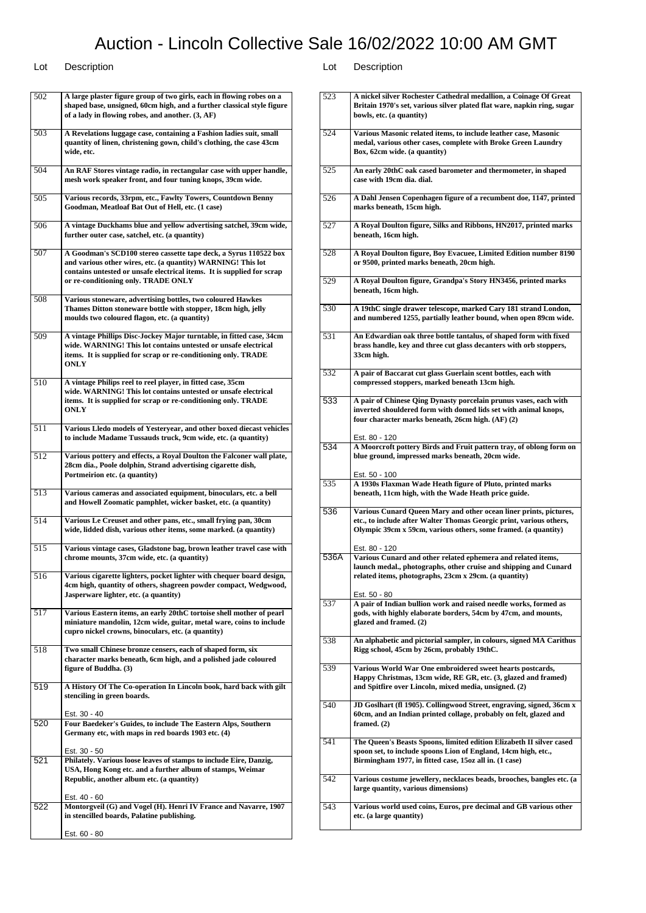# Auction - Lincoln Collective Sale 16/02/2022 10:00 AM GMT

| Lot | Description |
|---|---|
| 502 | **A large plaster figure group of two girls, each in flowing robes on a shaped base, unsigned, 60cm high, and a further classical style figure of a lady in flowing robes, and another. (3, AF)** |
| 503 | **A Revelations luggage case, containing a Fashion ladies suit, small quantity of linen, christening gown, child's clothing, the case 43cm wide, etc.** |
| 504 | **An RAF Stores vintage radio, in rectangular case with upper handle, mesh work speaker front, and four tuning knops, 39cm wide.** |
| 505 | **Various records, 33rpm, etc., Fawlty Towers, Countdown Benny Goodman, Meatloaf Bat Out of Hell, etc. (1 case)** |
| 506 | **A vintage Duckhams blue and yellow advertising satchel, 39cm wide, further outer case, satchel, etc. (a quantity)** |
| 507 | **A Goodman's SCD100 stereo cassette tape deck, a Syrus 110522 box and various other wires, etc. (a quantity) WARNING! This lot contains untested or unsafe electrical items. It is supplied for scrap or re-conditioning only. TRADE ONLY** |
| 508 | **Various stoneware, advertising bottles, two coloured Hawkes Thames Ditton stoneware bottle with stopper, 18cm high, jelly moulds two coloured flagon, etc. (a quantity)** |
| 509 | **A vintage Phillips Disc-Jockey Major turntable, in fitted case, 34cm wide. WARNING! This lot contains untested or unsafe electrical items. It is supplied for scrap or re-conditioning only. TRADE ONLY** |
| 510 | **A vintage Philips reel to reel player, in fitted case, 35cm wide. WARNING! This lot contains untested or unsafe electrical items. It is supplied for scrap or re-conditioning only. TRADE ONLY** |
| 511 | **Various Lledo models of Yesteryear, and other boxed diecast vehicles to include Madame Tussauds truck, 9cm wide, etc. (a quantity)** |
| 512 | **Various pottery and effects, a Royal Doulton the Falconer wall plate, 28cm dia., Poole dolphin, Strand advertising cigarette dish, Portmeirion etc. (a quantity)** |
| 513 | **Various cameras and associated equipment, binoculars, etc. a bell and Howell Zoomatic pamphlet, wicker basket, etc. (a quantity)** |
| 514 | **Various Le Creuset and other pans, etc., small frying pan, 30cm wide, lidded dish, various other items, some marked. (a quantity)** |
| 515 | **Various vintage cases, Gladstone bag, brown leather travel case with chrome mounts, 37cm wide, etc. (a quantity)** |
| 516 | **Various cigarette lighters, pocket lighter with chequer board design, 4cm high, quantity of others, shagreen powder compact, Wedgwood, Jasperware lighter, etc. (a quantity)** |
| 517 | **Various Eastern items, an early 20thC tortoise shell mother of pearl miniature mandolin, 12cm wide, guitar, metal ware, coins to include cupro nickel crowns, binoculars, etc. (a quantity)** |
| 518 | **Two small Chinese bronze censers, each of shaped form, six character marks beneath, 6cm high, and a polished jade coloured figure of Buddha. (3)** |
| 519 | **A History Of The Co-operation In Lincoln book, hard back with gilt stenciling in green boards.**<br><br>Est. 30 - 40 |
| 520 | **Four Baedeker's Guides, to include The Eastern Alps, Southern Germany etc, with maps in red boards 1903 etc. (4)**<br><br>Est. 30 - 50 |
| 521 | **Philately. Various loose leaves of stamps to include Eire, Danzig, USA, Hong Kong etc. and a further album of stamps, Weimar Republic, another album etc. (a quantity)**<br><br>Est. 40 - 60 |
| 522 | **Montorgveil (G) and Vogel (H). Henri IV France and Navarre, 1907 in stencilled boards, Palatine publishing.**<br><br>Est. 60 - 80 |
| 523 | **A nickel silver Rochester Cathedral medallion, a Coinage Of Great Britain 1970's set, various silver plated flat ware, napkin ring, sugar bowls, etc. (a quantity)** |
| 524 | **Various Masonic related items, to include leather case, Masonic medal, various other cases, complete with Broke Green Laundry Box, 62cm wide. (a quantity)** |
| 525 | **An early 20thC oak cased barometer and thermometer, in shaped case with 19cm dia. dial.** |
| 526 | **A Dahl Jensen Copenhagen figure of a recumbent doe, 1147, printed marks beneath, 15cm high.** |
| 527 | **A Royal Doulton figure, Silks and Ribbons, HN2017, printed marks beneath, 16cm high.** |
| 528 | **A Royal Doulton figure, Boy Evacuee, Limited Edition number 8190 or 9500, printed marks beneath, 20cm high.** |
| 529 | **A Royal Doulton figure, Grandpa's Story HN3456, printed marks beneath, 16cm high.** |
| 530 | **A 19thC single drawer telescope, marked Cary 181 strand London, and numbered 1255, partially leather bound, when open 89cm wide.** |
| 531 | **An Edwardian oak three bottle tantalus, of shaped form with fixed brass handle, key and three cut glass decanters with orb stoppers, 33cm high.** |
| 532 | **A pair of Baccarat cut glass Guerlain scent bottles, each with compressed stoppers, marked beneath 13cm high.** |
| 533 | **A pair of Chinese Qing Dynasty porcelain prunus vases, each with inverted shouldered form with domed lids set with animal knops, four character marks beneath, 26cm high. (AF) (2)**<br><br>Est. 80 - 120 |
| 534 | **A Moorcroft pottery Birds and Fruit pattern tray, of oblong form on blue ground, impressed marks beneath, 20cm wide.**<br><br>Est. 50 - 100 |
| 535 | **A 1930s Flaxman Wade Heath figure of Pluto, printed marks beneath, 11cm high, with the Wade Heath price guide.** |
| 536 | **Various Cunard Queen Mary and other ocean liner prints, pictures, etc., to include after Walter Thomas Georgic print, various others, Olympic 39cm x 59cm, various others, some framed. (a quantity)**<br><br>Est. 80 - 120 |
| 536A | **Various Cunard and other related ephemera and related items, launch medal., photographs, other cruise and shipping and Cunard related items, photographs, 23cm x 29cm. (a quantity)**<br><br>Est. 50 - 80 |
| 537 | **A pair of Indian bullion work and raised needle works, formed as gods, with highly elaborate borders, 54cm by 47cm, and mounts, glazed and framed. (2)** |
| 538 | **An alphabetic and pictorial sampler, in colours, signed MA Carithus Rigg school, 45cm by 26cm, probably 19thC.** |
| 539 | **Various World War One embroidered sweet hearts postcards, Happy Christmas, 13cm wide, RE GR, etc. (3, glazed and framed) and Spitfire over Lincoln, mixed media, unsigned. (2)** |
| 540 | **JD Goslhart (fl 1905). Collingwood Street, engraving, signed, 36cm x 60cm, and an Indian printed collage, probably on felt, glazed and framed. (2)** |
| 541 | **The Queen's Beasts Spoons, limited edition Elizabeth II silver cased spoon set, to include spoons Lion of England, 14cm high, etc., Birmingham 1977, in fitted case, 15oz all in. (1 case)** |
| 542 | **Various costume jewellery, necklaces beads, brooches, bangles etc. (a large quantity, various dimensions)** |
| 543 | **Various world used coins, Euros, pre decimal and GB various other etc. (a large quantity)** |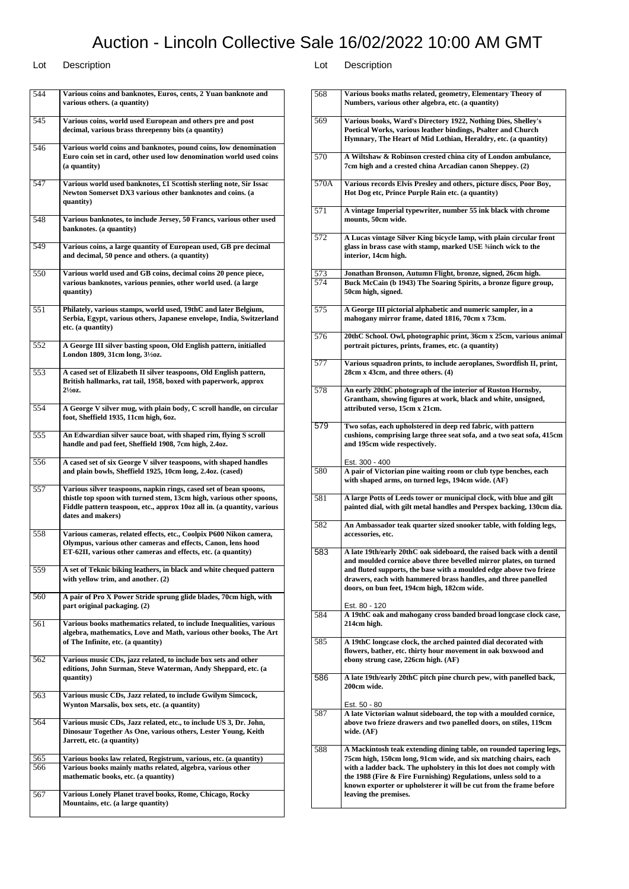# Auction - Lincoln Collective Sale 16/02/2022 10:00 AM GMT

| Lot | Description |
|---|---|
| 544 | **Various coins and banknotes, Euros, cents, 2 Yuan banknote and various others. (a quantity)** |
| 545 | **Various coins, world used European and others pre and post decimal, various brass threepenny bits (a quantity)** |
| 546 | **Various world coins and banknotes, pound coins, low denomination Euro coin set in card, other used low denomination world used coins (a quantity)** |
| 547 | **Various world used banknotes, £1 Scottish sterling note, Sir Issac Newton Somerset DX3 various other banknotes and coins. (a quantity)** |
| 548 | **Various banknotes, to include Jersey, 50 Francs, various other used banknotes. (a quantity)** |
| 549 | **Various coins, a large quantity of European used, GB pre decimal and decimal, 50 pence and others. (a quantity)** |
| 550 | **Various world used and GB coins, decimal coins 20 pence piece, various banknotes, various pennies, other world used. (a large quantity)** |
| 551 | **Philately, various stamps, world used, 19thC and later Belgium, Serbia, Egypt, various others, Japanese envelope, India, Switzerland etc. (a quantity)** |
| 552 | **A George III silver basting spoon, Old English pattern, initialled London 1809, 31cm long, 3½oz.** |
| 553 | **A cased set of Elizabeth II silver teaspoons, Old English pattern, British hallmarks, rat tail, 1958, boxed with paperwork, approx 2½oz.** |
| 554 | **A George V silver mug, with plain body, C scroll handle, on circular foot, Sheffield 1935, 11cm high, 6oz.** |
| 555 | **An Edwardian silver sauce boat, with shaped rim, flying S scroll handle and pad feet, Sheffield 1908, 7cm high, 2.4oz.** |
| 556 | **A cased set of six George V silver teaspoons, with shaped handles and plain bowls, Sheffield 1925, 10cm long, 2.4oz. (cased)** |
| 557 | **Various silver teaspoons, napkin rings, cased set of bean spoons, thistle top spoon with turned stem, 13cm high, various other spoons, Fiddle pattern teaspoon, etc., approx 10oz all in. (a quantity, various dates and makers)** |
| 558 | **Various cameras, related effects, etc., Coolpix P600 Nikon camera, Olympus, various other cameras and effects, Canon, lens hood ET-62II, various other cameras and effects, etc. (a quantity)** |
| 559 | **A set of Teknic biking leathers, in black and white chequed pattern with yellow trim, and another. (2)** |
| 560 | **A pair of Pro X Power Stride sprung glide blades, 70cm high, with part original packaging. (2)** |
| 561 | **Various books mathematics related, to include Inequalities, various algebra, mathematics, Love and Math, various other books, The Art of The Infinite, etc. (a quantity)** |
| 562 | **Various music CDs, jazz related, to include box sets and other editions, John Surman, Steve Waterman, Andy Sheppard, etc. (a quantity)** |
| 563 | **Various music CDs, Jazz related, to include Gwilym Simcock, Wynton Marsalis, box sets, etc. (a quantity)** |
| 564 | **Various music CDs, Jazz related, etc., to include US 3, Dr. John, Dinosaur Together As One, various others, Lester Young, Keith Jarrett, etc. (a quantity)** |
| 565 | **Various books law related, Registrum, various, etc. (a quantity)** |
| 566 | **Various books mainly maths related, algebra, various other mathematic books, etc. (a quantity)** |
| 567 | **Various Lonely Planet travel books, Rome, Chicago, Rocky Mountains, etc. (a large quantity)** |
| 568 | **Various books maths related, geometry, Elementary Theory of Numbers, various other algebra, etc. (a quantity)** |
| 569 | **Various books, Ward's Directory 1922, Nothing Dies, Shelley's Poetical Works, various leather bindings, Psalter and Church Hymnary, The Heart of Mid Lothian, Heraldry, etc. (a quantity)** |
| 570 | **A Wiltshaw & Robinson crested china city of London ambulance, 7cm high and a crested china Arcadian canon Sheppey. (2)** |
| 570A | **Various records Elvis Presley and others, picture discs, Poor Boy, Hot Dog etc, Prince Purple Rain etc. (a quantity)** |
| 571 | **A vintage Imperial typewriter, number 55 ink black with chrome mounts, 50cm wide.** |
| 572 | **A Lucas vintage Silver King bicycle lamp, with plain circular front glass in brass case with stamp, marked USE ¾inch wick to the interior, 14cm high.** |
| 573 | **Jonathan Bronson, Autumn Flight, bronze, signed, 26cm high.** |
| 574 | **Buck McCain (b 1943) The Soaring Spirits, a bronze figure group, 50cm high, signed.** |
| 575 | **A George III pictorial alphabetic and numeric sampler, in a mahogany mirror frame, dated 1816, 70cm x 73cm.** |
| 576 | **20thC School. Owl, photographic print, 36cm x 25cm, various animal portrait pictures, prints, frames, etc. (a quantity)** |
| 577 | **Various squadron prints, to include aeroplanes, Swordfish II, print, 28cm x 43cm, and three others. (4)** |
| 578 | **An early 20thC photograph of the interior of Ruston Hornsby, Grantham, showing figures at work, black and white, unsigned, attributed verso, 15cm x 21cm.** |
| 579 | **Two sofas, each upholstered in deep red fabric, with pattern cushions, comprising large three seat sofa, and a two seat sofa, 415cm and 195cm wide respectively.**<br><br>Est. 300 - 400 |
| 580 | **A pair of Victorian pine waiting room or club type benches, each with shaped arms, on turned legs, 194cm wide. (AF)** |
| 581 | **A large Potts of Leeds tower or municipal clock, with blue and gilt painted dial, with gilt metal handles and Perspex backing, 130cm dia.** |
| 582 | **An Ambassador teak quarter sized snooker table, with folding legs, accessories, etc.** |
| 583 | **A late 19th/early 20thC oak sideboard, the raised back with a dentil and moulded cornice above three bevelled mirror plates, on turned and fluted supports, the base with a moulded edge above two frieze drawers, each with hammered brass handles, and three panelled doors, on bun feet, 194cm high, 182cm wide.**<br><br>Est. 80 - 120 |
| 584 | **A 19thC oak and mahogany cross banded broad longcase clock case, 214cm high.** |
| 585 | **A 19thC longcase clock, the arched painted dial decorated with flowers, bather, etc. thirty hour movement in oak boxwood and ebony strung case, 226cm high. (AF)** |
| 586 | **A late 19th/early 20thC pitch pine church pew, with panelled back, 200cm wide.**<br><br>Est. 50 - 80 |
| 587 | **A late Victorian walnut sideboard, the top with a moulded cornice, above two frieze drawers and two panelled doors, on stiles, 119cm wide. (AF)** |
| 588 | **A Mackintosh teak extending dining table, on rounded tapering legs, 75cm high, 150cm long, 91cm wide, and six matching chairs, each with a ladder back. The upholstery in this lot does not comply with the 1988 (Fire & Fire Furnishing) Regulations, unless sold to a known exporter or upholsterer it will be cut from the frame before leaving the premises.** |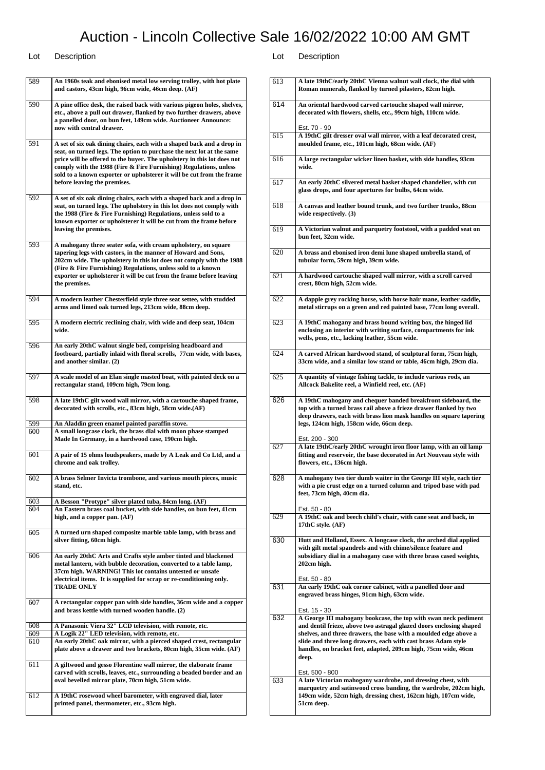# Auction - Lincoln Collective Sale 16/02/2022 10:00 AM GMT

| Lot | Description |
|---|---|
| 589 | **An 1960s teak and ebonised metal low serving trolley, with hot plate and castors, 43cm high, 96cm wide, 46cm deep. (AF)** |
| 590 | **A pine office desk, the raised back with various pigeon holes, shelves, etc., above a pull out drawer, flanked by two further drawers, above a panelled door, on bun feet, 149cm wide. Auctioneer Announce: now with central drawer.** |
| 591 | **A set of six oak dining chairs, each with a shaped back and a drop in seat, on turned legs. The option to purchase the next lot at the same price will be offered to the buyer. The upholstery in this lot does not comply with the 1988 (Fire & Fire Furnishing) Regulations, unless sold to a known exporter or upholsterer it will be cut from the frame before leaving the premises.** |
| 592 | **A set of six oak dining chairs, each with a shaped back and a drop in seat, on turned legs. The upholstery in this lot does not comply with the 1988 (Fire & Fire Furnishing) Regulations, unless sold to a known exporter or upholsterer it will be cut from the frame before leaving the premises.** |
| 593 | **A mahogany three seater sofa, with cream upholstery, on square tapering legs with castors, in the manner of Howard and Sons, 202cm wide. The upholstery in this lot does not comply with the 1988 (Fire & Fire Furnishing) Regulations, unless sold to a known exporter or upholsterer it will be cut from the frame before leaving the premises.** |
| 594 | **A modern leather Chesterfield style three seat settee, with studded arms and limed oak turned legs, 213cm wide, 88cm deep.** |
| 595 | **A modern electric reclining chair, with wide and deep seat, 104cm wide.** |
| 596 | **An early 20thC walnut single bed, comprising headboard and footboard, partially inlaid with floral scrolls, 77cm wide, with bases, and another similar. (2)** |
| 597 | **A scale model of an Elan single masted boat, with painted deck on a rectangular stand, 109cm high, 79cm long.** |
| 598 | **A late 19thC gilt wood wall mirror, with a cartouche shaped frame, decorated with scrolls, etc., 83cm high, 58cm wide.(AF)** |
| 599 | **An Aladdin green enamel painted paraffin stove.** |
| 600 | **A small longcase clock, the brass dial with moon phase stamped Made In Germany, in a hardwood case, 190cm high.** |
| 601 | **A pair of 15 ohms loudspeakers, made by A Leak and Co Ltd, and a chrome and oak trolley.** |
| 602 | **A brass Selmer Invicta trombone, and various mouth pieces, music stand, etc.** |
| 603 | **A Besson "Protype" silver plated tuba, 84cm long. (AF)** |
| 604 | **An Eastern brass coal bucket, with side handles, on bun feet, 41cm high, and a copper pan. (AF)** |
| 605 | **A turned urn shaped composite marble table lamp, with brass and silver fitting, 60cm high.** |
| 606 | **An early 20thC Arts and Crafts style amber tinted and blackened metal lantern, with bubble decoration, converted to a table lamp, 37cm high. WARNING! This lot contains untested or unsafe electrical items. It is supplied for scrap or re-conditioning only. TRADE ONLY** |
| 607 | **A rectangular copper pan with side handles, 36cm wide and a copper and brass kettle with turned wooden handle. (2)** |
| 608 | **A Panasonic Viera 32" LCD television, with remote, etc.** |
| 609 | **A Logik 22" LED television, with remote, etc.** |
| 610 | **An early 20thC oak mirror, with a pierced shaped crest, rectangular plate above a drawer and two brackets, 80cm high, 35cm wide. (AF)** |
| 611 | **A giltwood and gesso Florentine wall mirror, the elaborate frame carved with scrolls, leaves, etc., surrounding a beaded border and an oval bevelled mirror plate, 70cm high, 51cm wide.** |
| 612 | **A 19thC rosewood wheel barometer, with engraved dial, later printed panel, thermometer, etc., 93cm high.** |
| 613 | **A late 19thC/early 20thC Vienna walnut wall clock, the dial with Roman numerals, flanked by turned pilasters, 82cm high.** |
| 614 | **An oriental hardwood carved cartouche shaped wall mirror, decorated with flowers, shells, etc., 99cm high, 110cm wide.**<br><br>Est. 70 - 90 |
| 615 | **A 19thC gilt dresser oval wall mirror, with a leaf decorated crest, moulded frame, etc., 101cm high, 68cm wide. (AF)** |
| 616 | **A large rectangular wicker linen basket, with side handles, 93cm wide.** |
| 617 | **An early 20thC silvered metal basket shaped chandelier, with cut glass drops, and four apertures for bulbs, 64cm wide.** |
| 618 | **A canvas and leather bound trunk, and two further trunks, 88cm wide respectively. (3)** |
| 619 | **A Victorian walnut and parquetry footstool, with a padded seat on bun feet, 32cm wide.** |
| 620 | **A brass and ebonised iron demi lune shaped umbrella stand, of tubular form, 59cm high, 39cm wide.** |
| 621 | **A hardwood cartouche shaped wall mirror, with a scroll carved crest, 80cm high, 52cm wide.** |
| 622 | **A dapple grey rocking horse, with horse hair mane, leather saddle, metal stirrups on a green and red painted base, 77cm long overall.** |
| 623 | **A 19thC mahogany and brass bound writing box, the hinged lid enclosing an interior with writing surface, compartments for ink wells, pens, etc., lacking leather, 55cm wide.** |
| 624 | **A carved African hardwood stand, of sculptural form, 75cm high, 33cm wide, and a similar low stand or table, 46cm high, 29cm dia.** |
| 625 | **A quantity of vintage fishing tackle, to include various rods, an Allcock Bakelite reel, a Winfield reel, etc. (AF)** |
| 626 | **A 19thC mahogany and chequer banded breakfront sideboard, the top with a turned brass rail above a frieze drawer flanked by two deep drawers, each with brass lion mask handles on square tapering legs, 124cm high, 158cm wide, 66cm deep.**<br><br>Est. 200 - 300 |
| 627 | **A late 19thC/early 20thC wrought iron floor lamp, with an oil lamp fitting and reservoir, the base decorated in Art Nouveau style with flowers, etc., 136cm high.** |
| 628 | **A mahogany two tier dumb waiter in the George III style, each tier with a pie crust edge on a turned column and tripod base with pad feet, 73cm high, 40cm dia.**<br><br>Est. 50 - 80 |
| 629 | **A 19thC oak and beech child's chair, with cane seat and back, in 17thC style. (AF)** |
| 630 | **Hutt and Holland, Essex. A longcase clock, the arched dial applied with gilt metal spandrels and with chime/silence feature and subsidiary dial in a mahogany case with three brass cased weights, 202cm high.**<br><br>Est. 50 - 80 |
| 631 | **An early 19thC oak corner cabinet, with a panelled door and engraved brass hinges, 91cm high, 63cm wide.**<br><br>Est. 15 - 30 |
| 632 | **A George III mahogany bookcase, the top with swan neck pediment and dentil frieze, above two astragal glazed doors enclosing shaped shelves, and three drawers, the base with a moulded edge above a slide and three long drawers, each with cast brass Adam style handles, on bracket feet, adapted, 209cm high, 75cm wide, 46cm deep.**<br><br>Est. 500 - 800 |
| 633 | **A late Victorian mahogany wardrobe, and dressing chest, with marquetry and satinwood cross banding, the wardrobe, 202cm high, 149cm wide, 52cm high, dressing chest, 162cm high, 107cm wide, 51cm deep.** |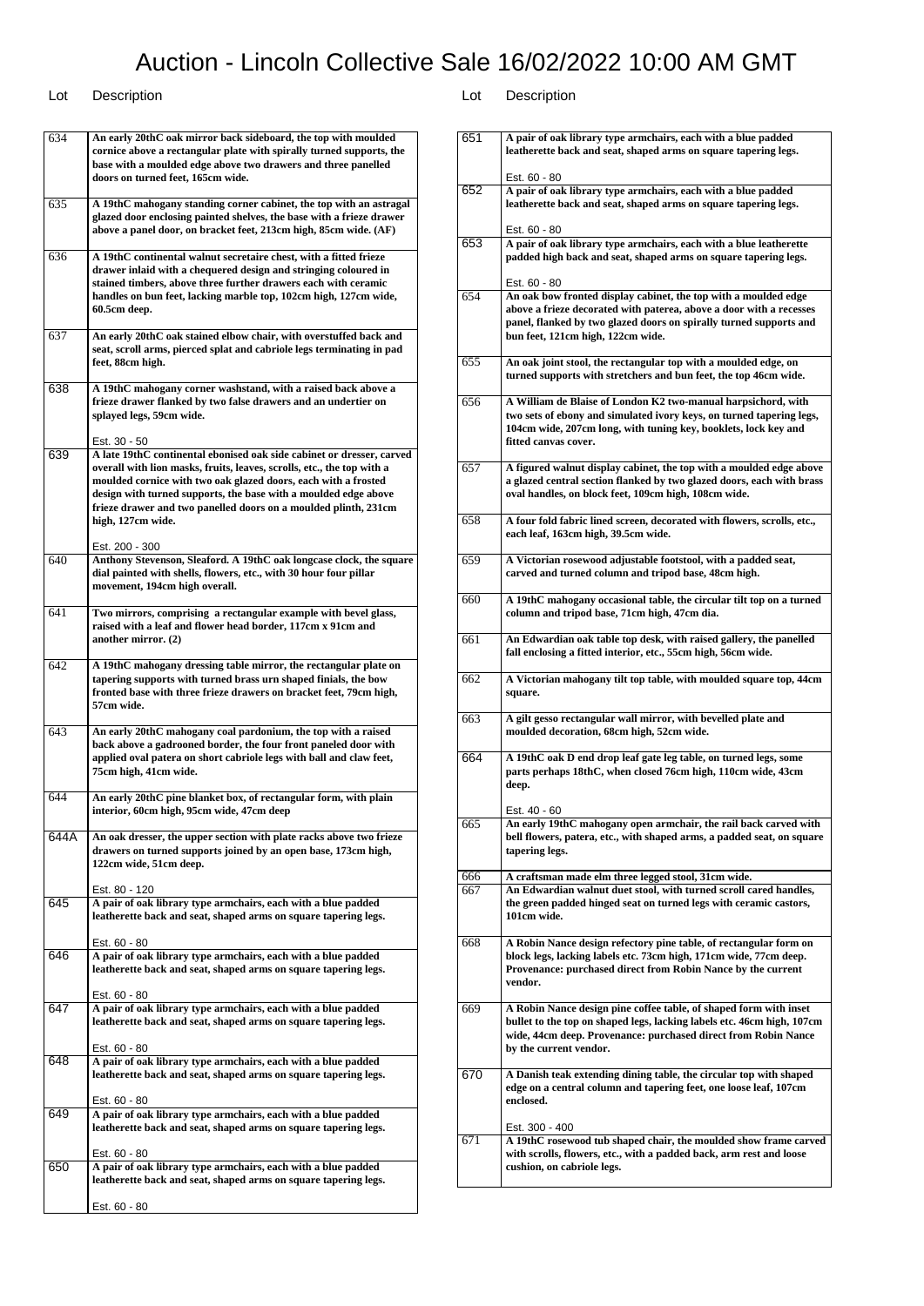# Auction - Lincoln Collective Sale 16/02/2022 10:00 AM GMT

| Lot | Description |
| --- | --- |
| 634 | **An early 20thC oak mirror back sideboard, the top with moulded cornice above a rectangular plate with spirally turned supports, the base with a moulded edge above two drawers and three panelled doors on turned feet, 165cm wide.** |
| 635 | **A 19thC mahogany standing corner cabinet, the top with an astragal glazed door enclosing painted shelves, the base with a frieze drawer above a panel door, on bracket feet, 213cm high, 85cm wide. (AF)** |
| 636 | **A 19thC continental walnut secretaire chest, with a fitted frieze drawer inlaid with a chequered design and stringing coloured in stained timbers, above three further drawers each with ceramic handles on bun feet, lacking marble top, 102cm high, 127cm wide, 60.5cm deep.** |
| 637 | **An early 20thC oak stained elbow chair, with overstuffed back and seat, scroll arms, pierced splat and cabriole legs terminating in pad feet, 88cm high.** |
| 638 | **A 19thC mahogany corner washstand, with a raised back above a frieze drawer flanked by two false drawers and an undertier on splayed legs, 59cm wide.**<br><br>Est. 30 - 50 |
| 639 | **A late 19thC continental ebonised oak side cabinet or dresser, carved overall with lion masks, fruits, leaves, scrolls, etc., the top with a moulded cornice with two oak glazed doors, each with a frosted design with turned supports, the base with a moulded edge above frieze drawer and two panelled doors on a moulded plinth, 231cm high, 127cm wide.**<br><br>Est. 200 - 300 |
| 640 | **Anthony Stevenson, Sleaford. A 19thC oak longcase clock, the square dial painted with shells, flowers, etc., with 30 hour four pillar movement, 194cm high overall.** |
| 641 | **Two mirrors, comprising a rectangular example with bevel glass, raised with a leaf and flower head border, 117cm x 91cm and another mirror. (2)** |
| 642 | **A 19thC mahogany dressing table mirror, the rectangular plate on tapering supports with turned brass urn shaped finials, the bow fronted base with three frieze drawers on bracket feet, 79cm high, 57cm wide.** |
| 643 | **An early 20thC mahogany coal pardonium, the top with a raised back above a gadrooned border, the four front paneled door with applied oval patera on short cabriole legs with ball and claw feet, 75cm high, 41cm wide.** |
| 644 | **An early 20thC pine blanket box, of rectangular form, with plain interior, 60cm high, 95cm wide, 47cm deep** |
| 644A | **An oak dresser, the upper section with plate racks above two frieze drawers on turned supports joined by an open base, 173cm high, 122cm wide, 51cm deep.**<br><br>Est. 80 - 120 |
| 645 | **A pair of oak library type armchairs, each with a blue padded leatherette back and seat, shaped arms on square tapering legs.**<br><br>Est. 60 - 80 |
| 646 | **A pair of oak library type armchairs, each with a blue padded leatherette back and seat, shaped arms on square tapering legs.**<br><br>Est. 60 - 80 |
| 647 | **A pair of oak library type armchairs, each with a blue padded leatherette back and seat, shaped arms on square tapering legs.**<br><br>Est. 60 - 80 |
| 648 | **A pair of oak library type armchairs, each with a blue padded leatherette back and seat, shaped arms on square tapering legs.**<br><br>Est. 60 - 80 |
| 649 | **A pair of oak library type armchairs, each with a blue padded leatherette back and seat, shaped arms on square tapering legs.**<br><br>Est. 60 - 80 |
| 650 | **A pair of oak library type armchairs, each with a blue padded leatherette back and seat, shaped arms on square tapering legs.**<br><br>Est. 60 - 80 |
| 651 | **A pair of oak library type armchairs, each with a blue padded leatherette back and seat, shaped arms on square tapering legs.**<br><br>Est. 60 - 80 |
| 652 | **A pair of oak library type armchairs, each with a blue padded leatherette back and seat, shaped arms on square tapering legs.**<br><br>Est. 60 - 80 |
| 653 | **A pair of oak library type armchairs, each with a blue leatherette padded high back and seat, shaped arms on square tapering legs.**<br><br>Est. 60 - 80 |
| 654 | **An oak bow fronted display cabinet, the top with a moulded edge above a frieze decorated with paterea, above a door with a recesses panel, flanked by two glazed doors on spirally turned supports and bun feet, 121cm high, 122cm wide.** |
| 655 | **An oak joint stool, the rectangular top with a moulded edge, on turned supports with stretchers and bun feet, the top 46cm wide.** |
| 656 | **A William de Blaise of London K2 two-manual harpsichord, with two sets of ebony and simulated ivory keys, on turned tapering legs, 104cm wide, 207cm long, with tuning key, booklets, lock key and fitted canvas cover.** |
| 657 | **A figured walnut display cabinet, the top with a moulded edge above a glazed central section flanked by two glazed doors, each with brass oval handles, on block feet, 109cm high, 108cm wide.** |
| 658 | **A four fold fabric lined screen, decorated with flowers, scrolls, etc., each leaf, 163cm high, 39.5cm wide.** |
| 659 | **A Victorian rosewood adjustable footstool, with a padded seat, carved and turned column and tripod base, 48cm high.** |
| 660 | **A 19thC mahogany occasional table, the circular tilt top on a turned column and tripod base, 71cm high, 47cm dia.** |
| 661 | **An Edwardian oak table top desk, with raised gallery, the panelled fall enclosing a fitted interior, etc., 55cm high, 56cm wide.** |
| 662 | **A Victorian mahogany tilt top table, with moulded square top, 44cm square.** |
| 663 | **A gilt gesso rectangular wall mirror, with bevelled plate and moulded decoration, 68cm high, 52cm wide.** |
| 664 | **A 19thC oak D end drop leaf gate leg table, on turned legs, some parts perhaps 18thC, when closed 76cm high, 110cm wide, 43cm deep.**<br><br>Est. 40 - 60 |
| 665 | **An early 19thC mahogany open armchair, the rail back carved with bell flowers, patera, etc., with shaped arms, a padded seat, on square tapering legs.** |
| 666 | **A craftsman made elm three legged stool, 31cm wide.** |
| 667 | **An Edwardian walnut duet stool, with turned scroll cared handles, the green padded hinged seat on turned legs with ceramic castors, 101cm wide.** |
| 668 | **A Robin Nance design refectory pine table, of rectangular form on block legs, lacking labels etc. 73cm high, 171cm wide, 77cm deep. Provenance: purchased direct from Robin Nance by the current vendor.** |
| 669 | **A Robin Nance design pine coffee table, of shaped form with inset bullet to the top on shaped legs, lacking labels etc. 46cm high, 107cm wide, 44cm deep. Provenance: purchased direct from Robin Nance by the current vendor.** |
| 670 | **A Danish teak extending dining table, the circular top with shaped edge on a central column and tapering feet, one loose leaf, 107cm enclosed.**<br><br>Est. 300 - 400 |
| 671 | **A 19thC rosewood tub shaped chair, the moulded show frame carved with scrolls, flowers, etc., with a padded back, arm rest and loose cushion, on cabriole legs.** |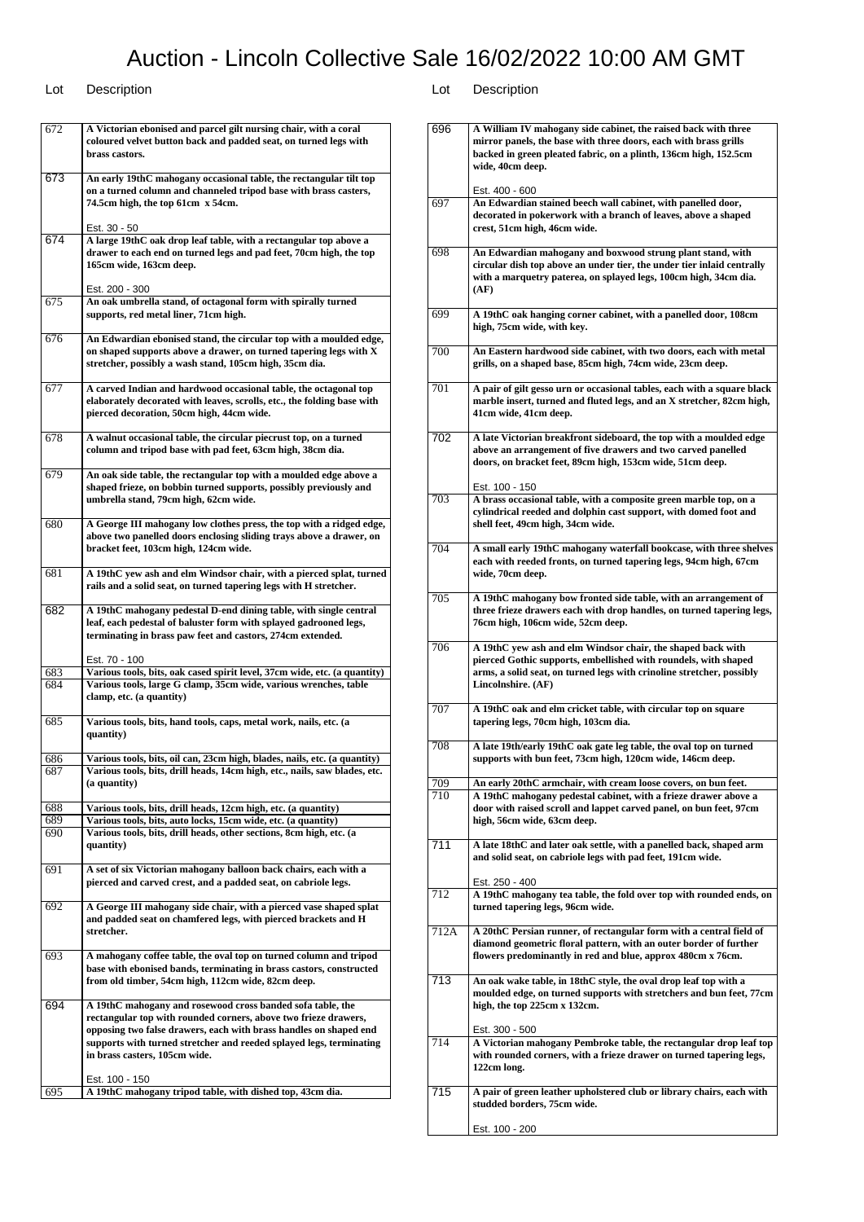# Auction - Lincoln Collective Sale 16/02/2022 10:00 AM GMT

| Lot | Description |
|---|---|
| 672 | A Victorian ebonised and parcel gilt nursing chair, with a coral coloured velvet button back and padded seat, on turned legs with brass castors. |
| 673 | An early 19thC mahogany occasional table, the rectangular tilt top on a turned column and channeled tripod base with brass casters, 74.5cm high, the top 61cm x 54cm.<br><br>Est. 30 - 50 |
| 674 | A large 19thC oak drop leaf table, with a rectangular top above a drawer to each end on turned legs and pad feet, 70cm high, the top 165cm wide, 163cm deep.<br><br>Est. 200 - 300 |
| 675 | An oak umbrella stand, of octagonal form with spirally turned supports, red metal liner, 71cm high. |
| 676 | An Edwardian ebonised stand, the circular top with a moulded edge, on shaped supports above a drawer, on turned tapering legs with X stretcher, possibly a wash stand, 105cm high, 35cm dia. |
| 677 | A carved Indian and hardwood occasional table, the octagonal top elaborately decorated with leaves, scrolls, etc., the folding base with pierced decoration, 50cm high, 44cm wide. |
| 678 | A walnut occasional table, the circular piecrust top, on a turned column and tripod base with pad feet, 63cm high, 38cm dia. |
| 679 | An oak side table, the rectangular top with a moulded edge above a shaped frieze, on bobbin turned supports, possibly previously and umbrella stand, 79cm high, 62cm wide. |
| 680 | A George III mahogany low clothes press, the top with a ridged edge, above two panelled doors enclosing sliding trays above a drawer, on bracket feet, 103cm high, 124cm wide. |
| 681 | A 19thC yew ash and elm Windsor chair, with a pierced splat, turned rails and a solid seat, on turned tapering legs with H stretcher. |
| 682 | A 19thC mahogany pedestal D-end dining table, with single central leaf, each pedestal of baluster form with splayed gadrooned legs, terminating in brass paw feet and castors, 274cm extended.<br><br>Est. 70 - 100 |
| 683 | Various tools, bits, oak cased spirit level, 37cm wide, etc. (a quantity) |
| 684 | Various tools, large G clamp, 35cm wide, various wrenches, table clamp, etc. (a quantity) |
| 685 | Various tools, bits, hand tools, caps, metal work, nails, etc. (a quantity) |
| 686 | Various tools, bits, oil can, 23cm high, blades, nails, etc. (a quantity) |
| 687 | Various tools, bits, drill heads, 14cm high, etc., nails, saw blades, etc. (a quantity) |
| 688 | Various tools, bits, drill heads, 12cm high, etc. (a quantity) |
| 689 | Various tools, bits, auto locks, 15cm wide, etc. (a quantity) |
| 690 | Various tools, bits, drill heads, other sections, 8cm high, etc. (a quantity) |
| 691 | A set of six Victorian mahogany balloon back chairs, each with a pierced and carved crest, and a padded seat, on cabriole legs. |
| 692 | A George III mahogany side chair, with a pierced vase shaped splat and padded seat on chamfered legs, with pierced brackets and H stretcher. |
| 693 | A mahogany coffee table, the oval top on turned column and tripod base with ebonised bands, terminating in brass castors, constructed from old timber, 54cm high, 112cm wide, 82cm deep. |
| 694 | A 19thC mahogany and rosewood cross banded sofa table, the rectangular top with rounded corners, above two frieze drawers, opposing two false drawers, each with brass handles on shaped end supports with turned stretcher and reeded splayed legs, terminating in brass casters, 105cm wide.<br><br>Est. 100 - 150 |
| 695 | A 19thC mahogany tripod table, with dished top, 43cm dia. |
| 696 | A William IV mahogany side cabinet, the raised back with three mirror panels, the base with three doors, each with brass grills backed in green pleated fabric, on a plinth, 136cm high, 152.5cm wide, 40cm deep.<br><br>Est. 400 - 600 |
| 697 | An Edwardian stained beech wall cabinet, with panelled door, decorated in pokerwork with a branch of leaves, above a shaped crest, 51cm high, 46cm wide. |
| 698 | An Edwardian mahogany and boxwood strung plant stand, with circular dish top above an under tier, the under tier inlaid centrally with a marquetry paterea, on splayed legs, 100cm high, 34cm dia. (AF) |
| 699 | A 19thC oak hanging corner cabinet, with a panelled door, 108cm high, 75cm wide, with key. |
| 700 | An Eastern hardwood side cabinet, with two doors, each with metal grills, on a shaped base, 85cm high, 74cm wide, 23cm deep. |
| 701 | A pair of gilt gesso urn or occasional tables, each with a square black marble insert, turned and fluted legs, and an X stretcher, 82cm high, 41cm wide, 41cm deep. |
| 702 | A late Victorian breakfront sideboard, the top with a moulded edge above an arrangement of five drawers and two carved panelled doors, on bracket feet, 89cm high, 153cm wide, 51cm deep.<br><br>Est. 100 - 150 |
| 703 | A brass occasional table, with a composite green marble top, on a cylindrical reeded and dolphin cast support, with domed foot and shell feet, 49cm high, 34cm wide. |
| 704 | A small early 19thC mahogany waterfall bookcase, with three shelves each with reeded fronts, on turned tapering legs, 94cm high, 67cm wide, 70cm deep. |
| 705 | A 19thC mahogany bow fronted side table, with an arrangement of three frieze drawers each with drop handles, on turned tapering legs, 76cm high, 106cm wide, 52cm deep. |
| 706 | A 19thC yew ash and elm Windsor chair, the shaped back with pierced Gothic supports, embellished with roundels, with shaped arms, a solid seat, on turned legs with crinoline stretcher, possibly Lincolnshire. (AF) |
| 707 | A 19thC oak and elm cricket table, with circular top on square tapering legs, 70cm high, 103cm dia. |
| 708 | A late 19th/early 19thC oak gate leg table, the oval top on turned supports with bun feet, 73cm high, 120cm wide, 146cm deep. |
| 709 | An early 20thC armchair, with cream loose covers, on bun feet. |
| 710 | A 19thC mahogany pedestal cabinet, with a frieze drawer above a door with raised scroll and lappet carved panel, on bun feet, 97cm high, 56cm wide, 63cm deep. |
| 711 | A late 18thC and later oak settle, with a panelled back, shaped arm and solid seat, on cabriole legs with pad feet, 191cm wide.<br><br>Est. 250 - 400 |
| 712 | A 19thC mahogany tea table, the fold over top with rounded ends, on turned tapering legs, 96cm wide. |
| 712A | A 20thC Persian runner, of rectangular form with a central field of diamond geometric floral pattern, with an outer border of further flowers predominantly in red and blue, approx 480cm x 76cm. |
| 713 | An oak wake table, in 18thC style, the oval drop leaf top with a moulded edge, on turned supports with stretchers and bun feet, 77cm high, the top 225cm x 132cm.<br><br>Est. 300 - 500 |
| 714 | A Victorian mahogany Pembroke table, the rectangular drop leaf top with rounded corners, with a frieze drawer on turned tapering legs, 122cm long. |
| 715 | A pair of green leather upholstered club or library chairs, each with studded borders, 75cm wide.<br><br>Est. 100 - 200 |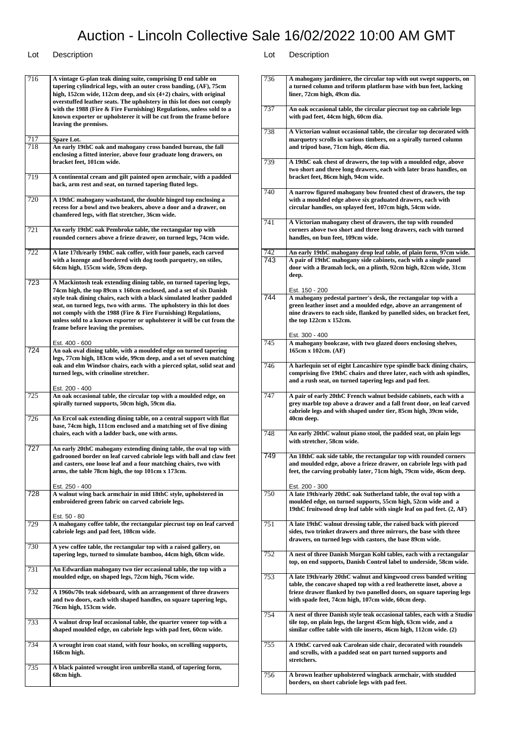# Auction - Lincoln Collective Sale 16/02/2022 10:00 AM GMT

| Lot | Description |
|---|---|
| 716 | A vintage G-plan teak dining suite, comprising D end table on tapering cylindrical legs, with an outer cross banding, (AF), 75cm high, 152cm wide, 112cm deep, and six (4+2) chairs, with original overstuffed leather seats. The upholstery in this lot does not comply with the 1988 (Fire & Fire Furnishing) Regulations, unless sold to a known exporter or upholsterer it will be cut from the frame before leaving the premises. |
| 717 | Spare Lot. |
| 718 | An early 19thC oak and mahogany cross banded bureau, the fall enclosing a fitted interior, above four graduate long drawers, on bracket feet, 101cm wide. |
| 719 | A continental cream and gilt painted open armchair, with a padded back, arm rest and seat, on turned tapering fluted legs. |
| 720 | A 19thC mahogany washstand, the double hinged top enclosing a recess for a bowl and two beakers, above a door and a drawer, on chamfered legs, with flat stretcher, 36cm wide. |
| 721 | An early 19thC oak Pembroke table, the rectangular top with rounded corners above a frieze drawer, on turned legs, 74cm wide. |
| 722 | A late 17th/early 19thC oak coffer, with four panels, each carved with a lozenge and bordered with dog tooth parquetry, on stiles, 64cm high, 155cm wide, 59cm deep. |
| 723 | A Mackintosh teak extending dining table, on turned tapering legs, 74cm high, the top 89cm x 160cm enclosed, and a set of six Danish style teak dining chairs, each with a black simulated leather padded seat, on turned legs, two with arms. The upholstery in this lot does not comply with the 1988 (Fire & Fire Furnishing) Regulations, unless sold to a known exporter or upholsterer it will be cut from the frame before leaving the premises.<br><br>Est. 400 - 600 |
| 724 | An oak oval dining table, with a moulded edge on turned tapering legs, 77cm high, 183cm wide, 99cm deep, and a set of seven matching oak and elm Windsor chairs, each with a pierced splat, solid seat and turned legs, with crinoline stretcher.<br><br>Est. 200 - 400 |
| 725 | An oak occasional table, the circular top with a moulded edge, on spirally turned supports, 50cm high, 59cm dia. |
| 726 | An Ercol oak extending dining table, on a central support with flat base, 74cm high, 111cm enclosed and a matching set of five dining chairs, each with a ladder back, one with arms. |
| 727 | An early 20thC mahogany extending dining table, the oval top with gadrooned border on leaf carved cabriole legs with ball and claw feet and casters, one loose leaf and a four matching chairs, two with arms, the table 78cm high, the top 101cm x 173cm.<br><br>Est. 250 - 400 |
| 728 | A walnut wing back armchair in mid 18thC style, upholstered in embroidered green fabric on carved cabriole legs.<br><br>Est. 50 - 80 |
| 729 | A mahogany coffee table, the rectangular piecrust top on leaf carved cabriole legs and pad feet, 108cm wide. |
| 730 | A yew coffee table, the rectangular top with a raised gallery, on tapering legs, turned to simulate bamboo, 44cm high, 68cm wide. |
| 731 | An Edwardian mahogany two tier occasional table, the top with a moulded edge, on shaped legs, 72cm high, 76cm wide. |
| 732 | A 1960s/70s teak sideboard, with an arrangement of three drawers and two doors, each with shaped handles, on square tapering legs, 76cm high, 153cm wide. |
| 733 | A walnut drop leaf occasional table, the quarter veneer top with a shaped moulded edge, on cabriole legs with pad feet, 60cm wide. |
| 734 | A wrought iron coat stand, with four hooks, on scrolling supports, 168cm high. |
| 735 | A black painted wrought iron umbrella stand, of tapering form, 68cm high. |
| 736 | A mahogany jardiniere, the circular top with out swept supports, on a turned column and triform platform base with bun feet, lacking liner, 72cm high, 49cm dia. |
| 737 | An oak occasional table, the circular piecrust top on cabriole legs with pad feet, 44cm high, 60cm dia. |
| 738 | A Victorian walnut occasional table, the circular top decorated with marquetry scrolls in various timbers, on a spirally turned column and tripod base, 71cm high, 46cm dia. |
| 739 | A 19thC oak chest of drawers, the top with a moulded edge, above two short and three long drawers, each with later brass handles, on bracket feet, 86cm high, 94cm wide. |
| 740 | A narrow figured mahogany bow fronted chest of drawers, the top with a moulded edge above six graduated drawers, each with circular handles, on splayed feet, 107cm high, 54cm wide. |
| 741 | A Victorian mahogany chest of drawers, the top with rounded corners above two short and three long drawers, each with turned handles, on bun feet, 109cm wide. |
| 742 | An early 19thC mahogany drop leaf table, of plain form, 97cm wide. |
| 743 | A pair of 19thC mahogany side cabinets, each with a single panel door with a Bramah lock, on a plinth, 92cm high, 82cm wide, 31cm deep.<br><br>Est. 150 - 200 |
| 744 | A mahogany pedestal partner's desk, the rectangular top with a green leather inset and a moulded edge, above an arrangement of nine drawers to each side, flanked by panelled sides, on bracket feet, the top 122cm x 152cm.<br><br>Est. 300 - 400 |
| 745 | A mahogany bookcase, with two glazed doors enclosing shelves, 165cm x 102cm. (AF) |
| 746 | A harlequin set of eight Lancashire type spindle back dining chairs, comprising five 19thC chairs and three later, each with ash spindles, and a rush seat, on turned tapering legs and pad feet. |
| 747 | A pair of early 20thC French walnut bedside cabinets, each with a grey marble top above a drawer and a fall front door, on leaf carved cabriole legs and with shaped under tier, 85cm high, 39cm wide, 40cm deep. |
| 748 | An early 20thC walnut piano stool, the padded seat, on plain legs with stretcher, 58cm wide. |
| 749 | An 18thC oak side table, the rectangular top with rounded corners and moulded edge, above a frieze drawer, on cabriole legs with pad feet, the carving probably later, 71cm high, 79cm wide, 46cm deep.<br><br>Est. 200 - 300 |
| 750 | A late 19thC oak Sutherland table, the oval top with a moulded edge, on turned supports, 55cm high, 52cm wide and a 19thC fruitwood drop leaf table with single leaf on pad feet. (2, AF) |
| 751 | A late 19thC walnut dressing table, the raised back with pierced sides, two trinket drawers and three mirrors, the base with three drawers, on turned legs with castors, the base 89cm wide. |
| 752 | A nest of three Danish Morgan Kohl tables, each with a rectangular top, on end supports, Danish Control label to underside, 58cm wide. |
| 753 | A late 19th/early 20thC walnut and kingwood cross banded writing table, the concave shaped top with a red leatherette inset, above a frieze drawer flanked by two panelled doors, on square tapering legs with spade feet, 74cm high, 107cm wide, 60cm deep. |
| 754 | A nest of three Danish style teak occasional tables, each with a Studio tile top, on plain legs, the largest 45cm high, 63cm wide, and a similar coffee table with tile inserts, 46cm high, 112cm wide. (2) |
| 755 | A 19thC carved oak Carolean side chair, decorated with roundels and scrolls, with a padded seat on part turned supports and stretchers. |
| 756 | A brown leather upholstered wingback armchair, with studded borders, on short cabriole legs with pad feet. |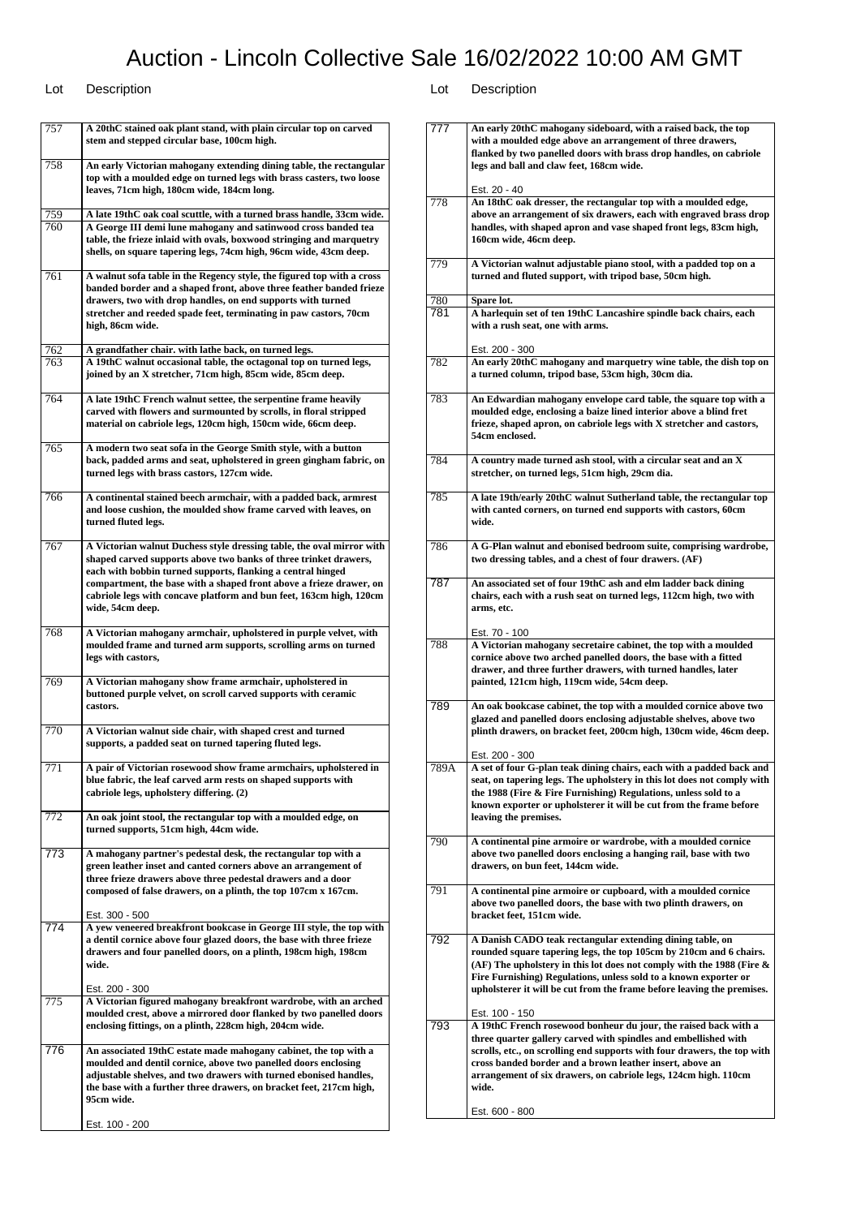# Auction - Lincoln Collective Sale 16/02/2022 10:00 AM GMT

| Lot | Description |
| --- | --- |
| 757 | **A 20thC stained oak plant stand, with plain circular top on carved stem and stepped circular base, 100cm high.** |
| 758 | **An early Victorian mahogany extending dining table, the rectangular top with a moulded edge on turned legs with brass casters, two loose leaves, 71cm high, 180cm wide, 184cm long.** |
| 759 | **A late 19thC oak coal scuttle, with a turned brass handle, 33cm wide.** |
| 760 | **A George III demi lune mahogany and satinwood cross banded tea table, the frieze inlaid with ovals, boxwood stringing and marquetry shells, on square tapering legs, 74cm high, 96cm wide, 43cm deep.** |
| 761 | **A walnut sofa table in the Regency style, the figured top with a cross banded border and a shaped front, above three feather banded frieze drawers, two with drop handles, on end supports with turned stretcher and reeded spade feet, terminating in paw castors, 70cm high, 86cm wide.** |
| 762 | **A grandfather chair. with lathe back, on turned legs.** |
| 763 | **A 19thC walnut occasional table, the octagonal top on turned legs, joined by an X stretcher, 71cm high, 85cm wide, 85cm deep.** |
| 764 | **A late 19thC French walnut settee, the serpentine frame heavily carved with flowers and surmounted by scrolls, in floral stripped material on cabriole legs, 120cm high, 150cm wide, 66cm deep.** |
| 765 | **A modern two seat sofa in the George Smith style, with a button back, padded arms and seat, upholstered in green gingham fabric, on turned legs with brass castors, 127cm wide.** |
| 766 | **A continental stained beech armchair, with a padded back, armrest and loose cushion, the moulded show frame carved with leaves, on turned fluted legs.** |
| 767 | **A Victorian walnut Duchess style dressing table, the oval mirror with shaped carved supports above two banks of three trinket drawers, each with bobbin turned supports, flanking a central hinged compartment, the base with a shaped front above a frieze drawer, on cabriole legs with concave platform and bun feet, 163cm high, 120cm wide, 54cm deep.** |
| 768 | **A Victorian mahogany armchair, upholstered in purple velvet, with moulded frame and turned arm supports, scrolling arms on turned legs with castors,** |
| 769 | **A Victorian mahogany show frame armchair, upholstered in buttoned purple velvet, on scroll carved supports with ceramic castors.** |
| 770 | **A Victorian walnut side chair, with shaped crest and turned supports, a padded seat on turned tapering fluted legs.** |
| 771 | **A pair of Victorian rosewood show frame armchairs, upholstered in blue fabric, the leaf carved arm rests on shaped supports with cabriole legs, upholstery differing. (2)** |
| 772 | **An oak joint stool, the rectangular top with a moulded edge, on turned supports, 51cm high, 44cm wide.** |
| 773 | **A mahogany partner's pedestal desk, the rectangular top with a green leather inset and canted corners above an arrangement of three frieze drawers above three pedestal drawers and a door composed of false drawers, on a plinth, the top 107cm x 167cm.**<br><br>Est. 300 - 500 |
| 774 | **A yew veneered breakfront bookcase in George III style, the top with a dentil cornice above four glazed doors, the base with three frieze drawers and four panelled doors, on a plinth, 198cm high, 198cm wide.**<br><br>Est. 200 - 300 |
| 775 | **A Victorian figured mahogany breakfront wardrobe, with an arched moulded crest, above a mirrored door flanked by two panelled doors enclosing fittings, on a plinth, 228cm high, 204cm wide.** |
| 776 | **An associated 19thC estate made mahogany cabinet, the top with a moulded and dentil cornice, above two panelled doors enclosing adjustable shelves, and two drawers with turned ebonised handles, the base with a further three drawers, on bracket feet, 217cm high, 95cm wide.**<br><br>Est. 100 - 200 |
| 777 | **An early 20thC mahogany sideboard, with a raised back, the top with a moulded edge above an arrangement of three drawers, flanked by two panelled doors with brass drop handles, on cabriole legs and ball and claw feet, 168cm wide.**<br><br>Est. 20 - 40 |
| 778 | **An 18thC oak dresser, the rectangular top with a moulded edge, above an arrangement of six drawers, each with engraved brass drop handles, with shaped apron and vase shaped front legs, 83cm high, 160cm wide, 46cm deep.** |
| 779 | **A Victorian walnut adjustable piano stool, with a padded top on a turned and fluted support, with tripod base, 50cm high.** |
| 780 | **Spare lot.** |
| 781 | **A harlequin set of ten 19thC Lancashire spindle back chairs, each with a rush seat, one with arms.**<br><br>Est. 200 - 300 |
| 782 | **An early 20thC mahogany and marquetry wine table, the dish top on a turned column, tripod base, 53cm high, 30cm dia.** |
| 783 | **An Edwardian mahogany envelope card table, the square top with a moulded edge, enclosing a baize lined interior above a blind fret frieze, shaped apron, on cabriole legs with X stretcher and castors, 54cm enclosed.** |
| 784 | **A country made turned ash stool, with a circular seat and an X stretcher, on turned legs, 51cm high, 29cm dia.** |
| 785 | **A late 19th/early 20thC walnut Sutherland table, the rectangular top with canted corners, on turned end supports with castors, 60cm wide.** |
| 786 | **A G-Plan walnut and ebonised bedroom suite, comprising wardrobe, two dressing tables, and a chest of four drawers. (AF)** |
| 787 | **An associated set of four 19thC ash and elm ladder back dining chairs, each with a rush seat on turned legs, 112cm high, two with arms, etc.**<br><br>Est. 70 - 100 |
| 788 | **A Victorian mahogany secretaire cabinet, the top with a moulded cornice above two arched panelled doors, the base with a fitted drawer, and three further drawers, with turned handles, later painted, 121cm high, 119cm wide, 54cm deep.** |
| 789 | **An oak bookcase cabinet, the top with a moulded cornice above two glazed and panelled doors enclosing adjustable shelves, above two plinth drawers, on bracket feet, 200cm high, 130cm wide, 46cm deep.**<br><br>Est. 200 - 300 |
| 789A | **A set of four G-plan teak dining chairs, each with a padded back and seat, on tapering legs. The upholstery in this lot does not comply with the 1988 (Fire & Fire Furnishing) Regulations, unless sold to a known exporter or upholsterer it will be cut from the frame before leaving the premises.** |
| 790 | **A continental pine armoire or wardrobe, with a moulded cornice above two panelled doors enclosing a hanging rail, base with two drawers, on bun feet, 144cm wide.** |
| 791 | **A continental pine armoire or cupboard, with a moulded cornice above two panelled doors, the base with two plinth drawers, on bracket feet, 151cm wide.** |
| 792 | **A Danish CADO teak rectangular extending dining table, on rounded square tapering legs, the top 105cm by 210cm and 6 chairs. (AF) The upholstery in this lot does not comply with the 1988 (Fire & Fire Furnishing) Regulations, unless sold to a known exporter or upholsterer it will be cut from the frame before leaving the premises.**<br><br>Est. 100 - 150 |
| 793 | **A 19thC French rosewood bonheur du jour, the raised back with a three quarter gallery carved with spindles and embellished with scrolls, etc., on scrolling end supports with four drawers, the top with cross banded border and a brown leather insert, above an arrangement of six drawers, on cabriole legs, 124cm high. 110cm wide.**<br><br>Est. 600 - 800 |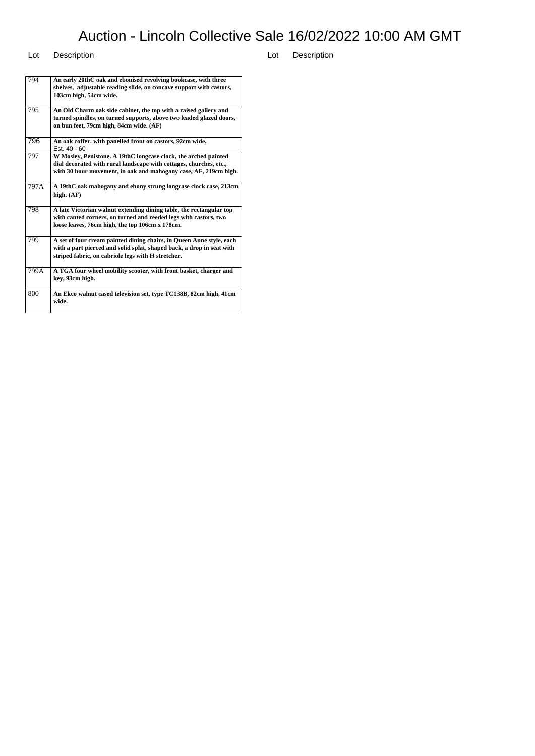# Auction - Lincoln Collective Sale 16/02/2022 10:00 AM GMT

| Lot | Description |
| --- | --- |
| 794 | **An early 20thC oak and ebonised revolving bookcase, with three shelves, adjustable reading slide, on concave support with castors, 103cm high, 54cm wide.** |
| 795 | **An Old Charm oak side cabinet, the top with a raised gallery and turned spindles, on turned supports, above two leaded glazed doors, on bun feet, 79cm high, 84cm wide. (AF)** |
| 796 | **An oak coffer, with panelled front on castors, 92cm wide.** Est. 40 - 60 |
| 797 | **W Mosley, Penistone. A 19thC longcase clock, the arched painted dial decorated with rural landscape with cottages, churches, etc., with 30 hour movement, in oak and mahogany case, AF, 219cm high.** |
| 797A | **A 19thC oak mahogany and ebony strung longcase clock case, 213cm high. (AF)** |
| 798 | **A late Victorian walnut extending dining table, the rectangular top with canted corners, on turned and reeded legs with castors, two loose leaves, 76cm high, the top 106cm x 178cm.** |
| 799 | **A set of four cream painted dining chairs, in Queen Anne style, each with a part pierced and solid splat, shaped back, a drop in seat with striped fabric, on cabriole legs with H stretcher.** |
| 799A | **A TGA four wheel mobility scooter, with front basket, charger and key, 93cm high.** |
| 800 | **An Ekco walnut cased television set, type TC138B, 82cm high, 41cm wide.** |